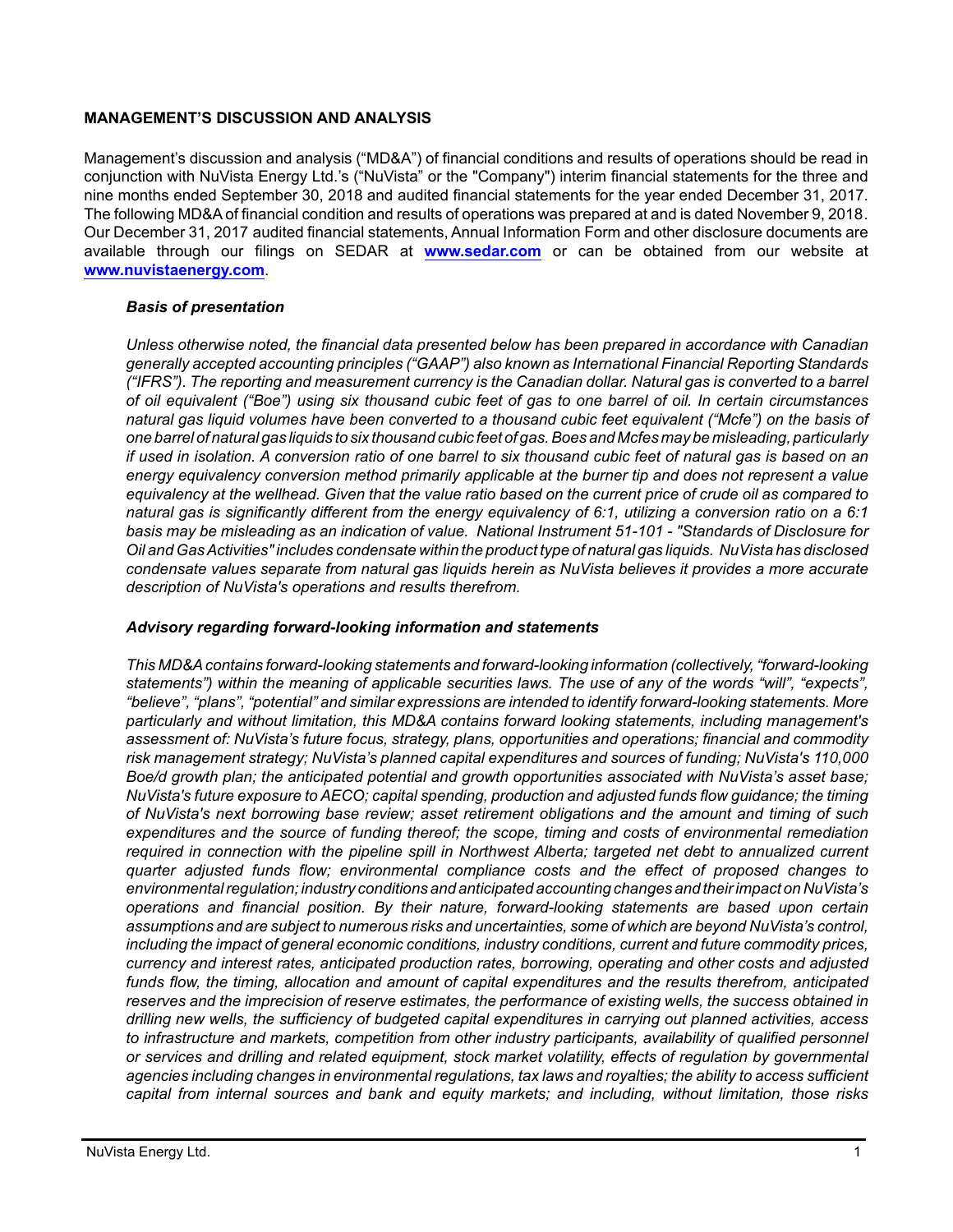## MANAGEMENT'S DISCUSSION AND ANALYSIS

Management's discussion and analysis ("MD&A") of financial conditions and results of operations should be read in conjunction with NuVista Energy Ltd.'s ("NuVista" or the "Company") interim financial statements for the three and nine months ended September 30, 2018 and audited financial statements for the year ended December 31, 2017. The following MD&A of financial condition and results of operations was prepared at and is dated November 9, 2018. Our December 31, 2017 audited financial statements, Annual Information Form and other disclosure documents are available through our filings on SEDAR at **www.sedar.com** or can be obtained from our website at **www.nuvistaenergy.com**.

### *Basis of presentation*

*Unless otherwise noted, the financial data presented below has been prepared in accordance with Canadian generally accepted accounting principles ("GAAP") also known as International Financial Reporting Standards ("IFRS"). The reporting and measurement currency is the Canadian dollar. Natural gas is converted to a barrel of oil equivalent ("Boe") using six thousand cubic feet of gas to one barrel of oil. In certain circumstances natural gas liquid volumes have been converted to a thousand cubic feet equivalent ("Mcfe") on the basis of one barrel of natural gas liquids to six thousand cubic feet of gas. Boes and Mcfes may be misleading, particularly if used in isolation. A conversion ratio of one barrel to six thousand cubic feet of natural gas is based on an energy equivalency conversion method primarily applicable at the burner tip and does not represent a value equivalency at the wellhead. Given that the value ratio based on the current price of crude oil as compared to natural gas is significantly different from the energy equivalency of 6:1, utilizing a conversion ratio on a 6:1 basis may be misleading as an indication of value. National Instrument 51-101 - "Standards of Disclosure for Oil and Gas Activities" includes condensate within the product type of natural gas liquids. NuVista has disclosed condensate values separate from natural gas liquids herein as NuVista believes it provides a more accurate description of NuVista's operations and results therefrom.*

### *Advisory regarding forward-looking information and statements*

*This MD&A contains forward-looking statements and forward-looking information (collectively, "forward-looking statements") within the meaning of applicable securities laws. The use of any of the words "will", "expects", "believe", "plans", "potential" and similar expressions are intended to identify forward-looking statements. More particularly and without limitation, this MD&A contains forward looking statements, including management's assessment of: NuVista's future focus, strategy, plans, opportunities and operations; financial and commodity risk management strategy; NuVista's planned capital expenditures and sources of funding; NuVista's 110,000 Boe/d growth plan; the anticipated potential and growth opportunities associated with NuVista's asset base; NuVista's future exposure to AECO; capital spending, production and adjusted funds flow guidance; the timing of NuVista's next borrowing base review; asset retirement obligations and the amount and timing of such expenditures and the source of funding thereof; the scope, timing and costs of environmental remediation required in connection with the pipeline spill in Northwest Alberta; targeted net debt to annualized current quarter adjusted funds flow; environmental compliance costs and the effect of proposed changes to environmental regulation; industry conditions and anticipated accounting changes and their impact on NuVista's operations and financial position. By their nature, forward-looking statements are based upon certain assumptions and are subject to numerous risks and uncertainties, some of which are beyond NuVista's control, including the impact of general economic conditions, industry conditions, current and future commodity prices, currency and interest rates, anticipated production rates, borrowing, operating and other costs and adjusted funds flow, the timing, allocation and amount of capital expenditures and the results therefrom, anticipated reserves and the imprecision of reserve estimates, the performance of existing wells, the success obtained in drilling new wells, the sufficiency of budgeted capital expenditures in carrying out planned activities, access to infrastructure and markets, competition from other industry participants, availability of qualified personnel or services and drilling and related equipment, stock market volatility, effects of regulation by governmental agencies including changes in environmental regulations, tax laws and royalties; the ability to access sufficient capital from internal sources and bank and equity markets; and including, without limitation, those risks*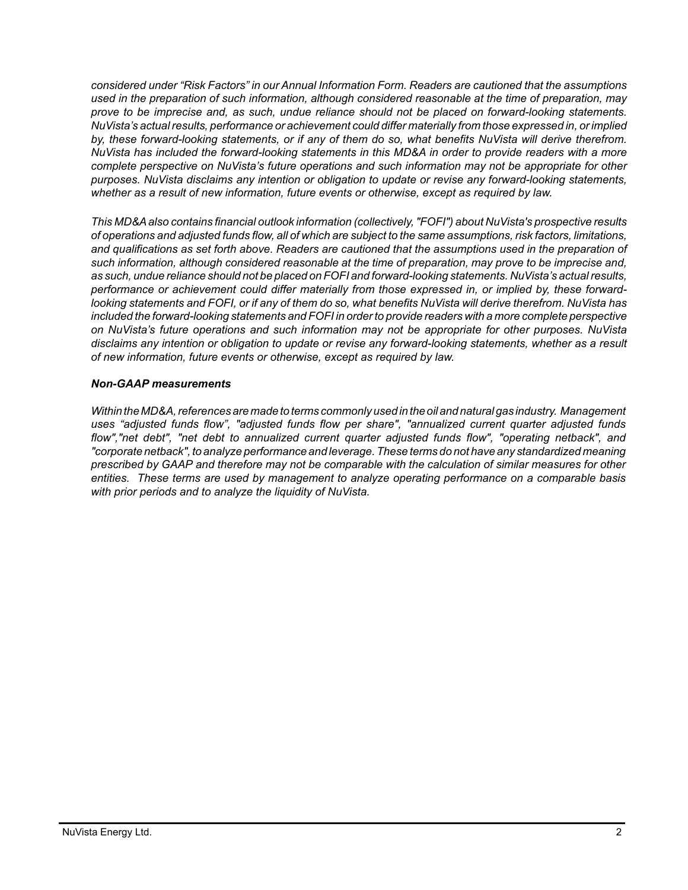*considered under "Risk Factors" in our Annual Information Form. Readers are cautioned that the assumptions used in the preparation of such information, although considered reasonable at the time of preparation, may prove to be imprecise and, as such, undue reliance should not be placed on forward-looking statements. NuVista's actual results, performance or achievement could differ materially from those expressed in, or implied by, these forward-looking statements, or if any of them do so, what benefits NuVista will derive therefrom. NuVista has included the forward-looking statements in this MD&A in order to provide readers with a more complete perspective on NuVista's future operations and such information may not be appropriate for other purposes. NuVista disclaims any intention or obligation to update or revise any forward-looking statements, whether as a result of new information, future events or otherwise, except as required by law.*

*This MD&A also contains financial outlook information (collectively, "FOFI") about NuVista's prospective results of operations and adjusted funds flow, all of which are subject to the same assumptions, risk factors, limitations, and qualifications as set forth above. Readers are cautioned that the assumptions used in the preparation of such information, although considered reasonable at the time of preparation, may prove to be imprecise and, as such, undue reliance should not be placed on FOFI and forward-looking statements. NuVista's actual results, performance or achievement could differ materially from those expressed in, or implied by, these forward-looking statements and FOFI, or if any of them do so, what benefits NuVista will derive therefrom. NuVista has included the forward-looking statements and FOFI in order to provide readers with a more complete perspective on NuVista's future operations and such information may not be appropriate for other purposes. NuVista disclaims any intention or obligation to update or revise any forward-looking statements, whether as a result of new information, future events or otherwise, except as required by law.*

***Non-GAAP measurements***

*Within the MD&A, references are made to terms commonly used in the oil and natural gas industry. Management uses "adjusted funds flow", "adjusted funds flow per share", "annualized current quarter adjusted funds flow","net debt", "net debt to annualized current quarter adjusted funds flow", "operating netback", and "corporate netback", to analyze performance and leverage. These terms do not have any standardized meaning prescribed by GAAP and therefore may not be comparable with the calculation of similar measures for other entities. These terms are used by management to analyze operating performance on a comparable basis with prior periods and to analyze the liquidity of NuVista.*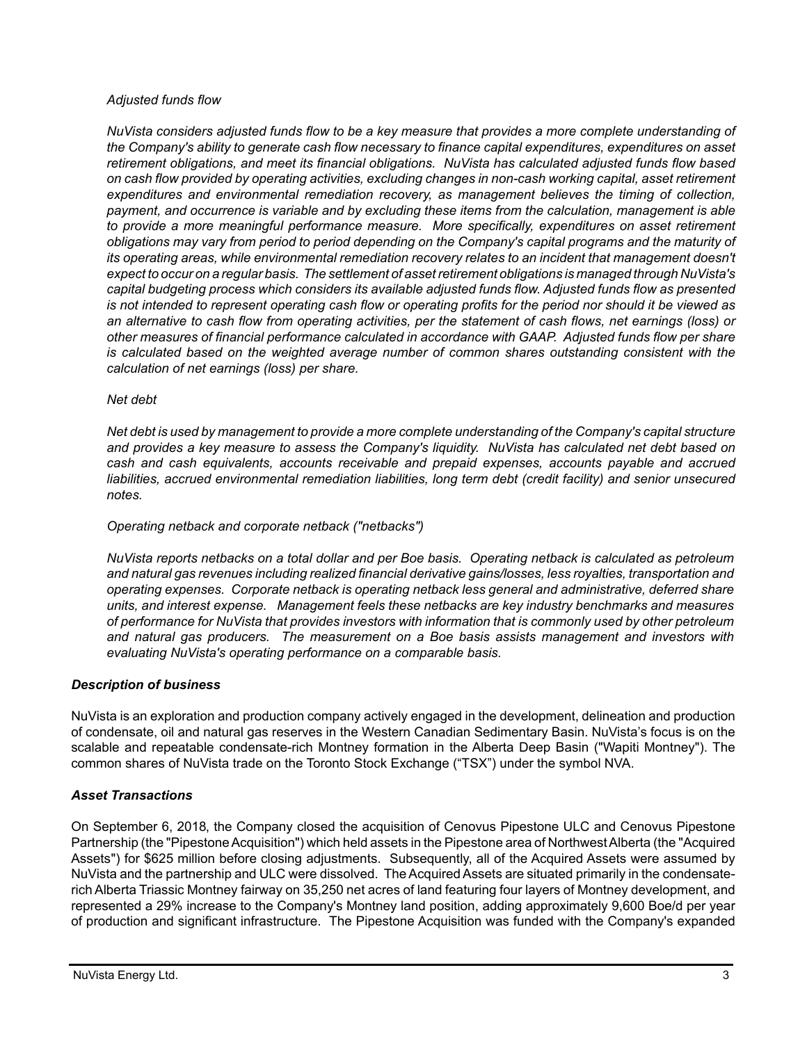*Adjusted funds flow*

*NuVista considers adjusted funds flow to be a key measure that provides a more complete understanding of the Company's ability to generate cash flow necessary to finance capital expenditures, expenditures on asset retirement obligations, and meet its financial obligations. NuVista has calculated adjusted funds flow based on cash flow provided by operating activities, excluding changes in non-cash working capital, asset retirement expenditures and environmental remediation recovery, as management believes the timing of collection, payment, and occurrence is variable and by excluding these items from the calculation, management is able to provide a more meaningful performance measure. More specifically, expenditures on asset retirement obligations may vary from period to period depending on the Company's capital programs and the maturity of its operating areas, while environmental remediation recovery relates to an incident that management doesn't expect to occur on a regular basis. The settlement of asset retirement obligations is managed through NuVista's capital budgeting process which considers its available adjusted funds flow. Adjusted funds flow as presented is not intended to represent operating cash flow or operating profits for the period nor should it be viewed as an alternative to cash flow from operating activities, per the statement of cash flows, net earnings (loss) or other measures of financial performance calculated in accordance with GAAP. Adjusted funds flow per share is calculated based on the weighted average number of common shares outstanding consistent with the calculation of net earnings (loss) per share.*

*Net debt*

*Net debt is used by management to provide a more complete understanding of the Company's capital structure and provides a key measure to assess the Company's liquidity. NuVista has calculated net debt based on cash and cash equivalents, accounts receivable and prepaid expenses, accounts payable and accrued liabilities, accrued environmental remediation liabilities, long term debt (credit facility) and senior unsecured notes.*

*Operating netback and corporate netback ("netbacks")*

*NuVista reports netbacks on a total dollar and per Boe basis. Operating netback is calculated as petroleum and natural gas revenues including realized financial derivative gains/losses, less royalties, transportation and operating expenses. Corporate netback is operating netback less general and administrative, deferred share units, and interest expense. Management feels these netbacks are key industry benchmarks and measures of performance for NuVista that provides investors with information that is commonly used by other petroleum and natural gas producers. The measurement on a Boe basis assists management and investors with evaluating NuVista's operating performance on a comparable basis.*

## ***Description of business***

NuVista is an exploration and production company actively engaged in the development, delineation and production of condensate, oil and natural gas reserves in the Western Canadian Sedimentary Basin. NuVista's focus is on the scalable and repeatable condensate-rich Montney formation in the Alberta Deep Basin ("Wapiti Montney"). The common shares of NuVista trade on the Toronto Stock Exchange ("TSX") under the symbol NVA.

## ***Asset Transactions***

On September 6, 2018, the Company closed the acquisition of Cenovus Pipestone ULC and Cenovus Pipestone Partnership (the "Pipestone Acquisition") which held assets in the Pipestone area of Northwest Alberta (the "Acquired Assets") for $625 million before closing adjustments. Subsequently, all of the Acquired Assets were assumed by NuVista and the partnership and ULC were dissolved. The Acquired Assets are situated primarily in the condensate-rich Alberta Triassic Montney fairway on 35,250 net acres of land featuring four layers of Montney development, and represented a 29% increase to the Company's Montney land position, adding approximately 9,600 Boe/d per year of production and significant infrastructure. The Pipestone Acquisition was funded with the Company's expanded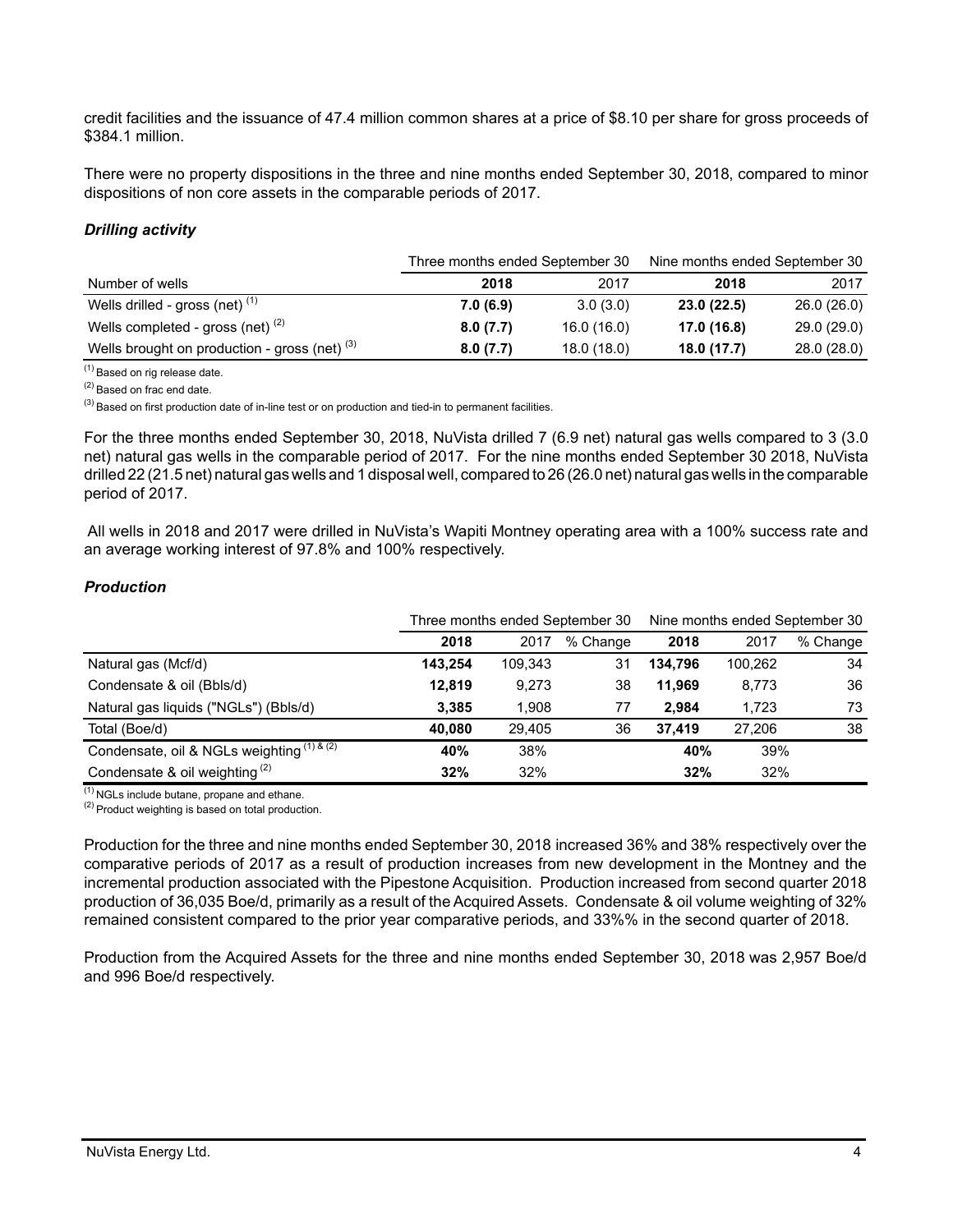credit facilities and the issuance of 47.4 million common shares at a price of $8.10 per share for gross proceeds of $384.1 million.

There were no property dispositions in the three and nine months ended September 30, 2018, compared to minor dispositions of non core assets in the comparable periods of 2017.

### *Drilling activity*

| | Three months ended September 30 | | Nine months ended September 30 | |
|---|---|---|---|---|
| Number of wells | **2018** | 2017 | **2018** | 2017 |
| Wells drilled - gross (net) [(1)] | **7.0 (6.9)** | 3.0 (3.0) | **23.0 (22.5)** | 26.0 (26.0) |
| Wells completed - gross (net) [(2)] | **8.0 (7.7)** | 16.0 (16.0) | **17.0 (16.8)** | 29.0 (29.0) |
| Wells brought on production - gross (net) [(3)] | **8.0 (7.7)** | 18.0 (18.0) | **18.0 (17.7)** | 28.0 (28.0) |

[(1)] Based on rig release date.

[(2)] Based on frac end date.

[(3)] Based on first production date of in-line test or on production and tied-in to permanent facilities.

For the three months ended September 30, 2018, NuVista drilled 7 (6.9 net) natural gas wells compared to 3 (3.0 net) natural gas wells in the comparable period of 2017. For the nine months ended September 30 2018, NuVista drilled 22 (21.5 net) natural gas wells and 1 disposal well, compared to 26 (26.0 net) natural gas wells in the comparable period of 2017.

All wells in 2018 and 2017 were drilled in NuVista's Wapiti Montney operating area with a 100% success rate and an average working interest of 97.8% and 100% respectively.

### *Production*

| | Three months ended September 30 | | | Nine months ended September 30 | | |
|---|---|---|---|---|---|---|
| | **2018** | 2017 | % Change | **2018** | 2017 | % Change |
| Natural gas (Mcf/d) | **143,254** | 109,343 | 31 | **134,796** | 100,262 | 34 |
| Condensate & oil (Bbls/d) | **12,819** | 9,273 | 38 | **11,969** | 8,773 | 36 |
| Natural gas liquids ("NGLs") (Bbls/d) | **3,385** | 1,908 | 77 | **2,984** | 1,723 | 73 |
| Total (Boe/d) | **40,080** | 29,405 | 36 | **37,419** | 27,206 | 38 |
| Condensate, oil & NGLs weighting [(1) & (2)] | **40%** | 38% | | **40%** | 39% | |
| Condensate & oil weighting [(2)] | **32%** | 32% | | **32%** | 32% | |

[(1)] NGLs include butane, propane and ethane.

[(2)] Product weighting is based on total production.

Production for the three and nine months ended September 30, 2018 increased 36% and 38% respectively over the comparative periods of 2017 as a result of production increases from new development in the Montney and the incremental production associated with the Pipestone Acquisition. Production increased from second quarter 2018 production of 36,035 Boe/d, primarily as a result of the Acquired Assets. Condensate & oil volume weighting of 32% remained consistent compared to the prior year comparative periods, and 33%% in the second quarter of 2018.

Production from the Acquired Assets for the three and nine months ended September 30, 2018 was 2,957 Boe/d and 996 Boe/d respectively.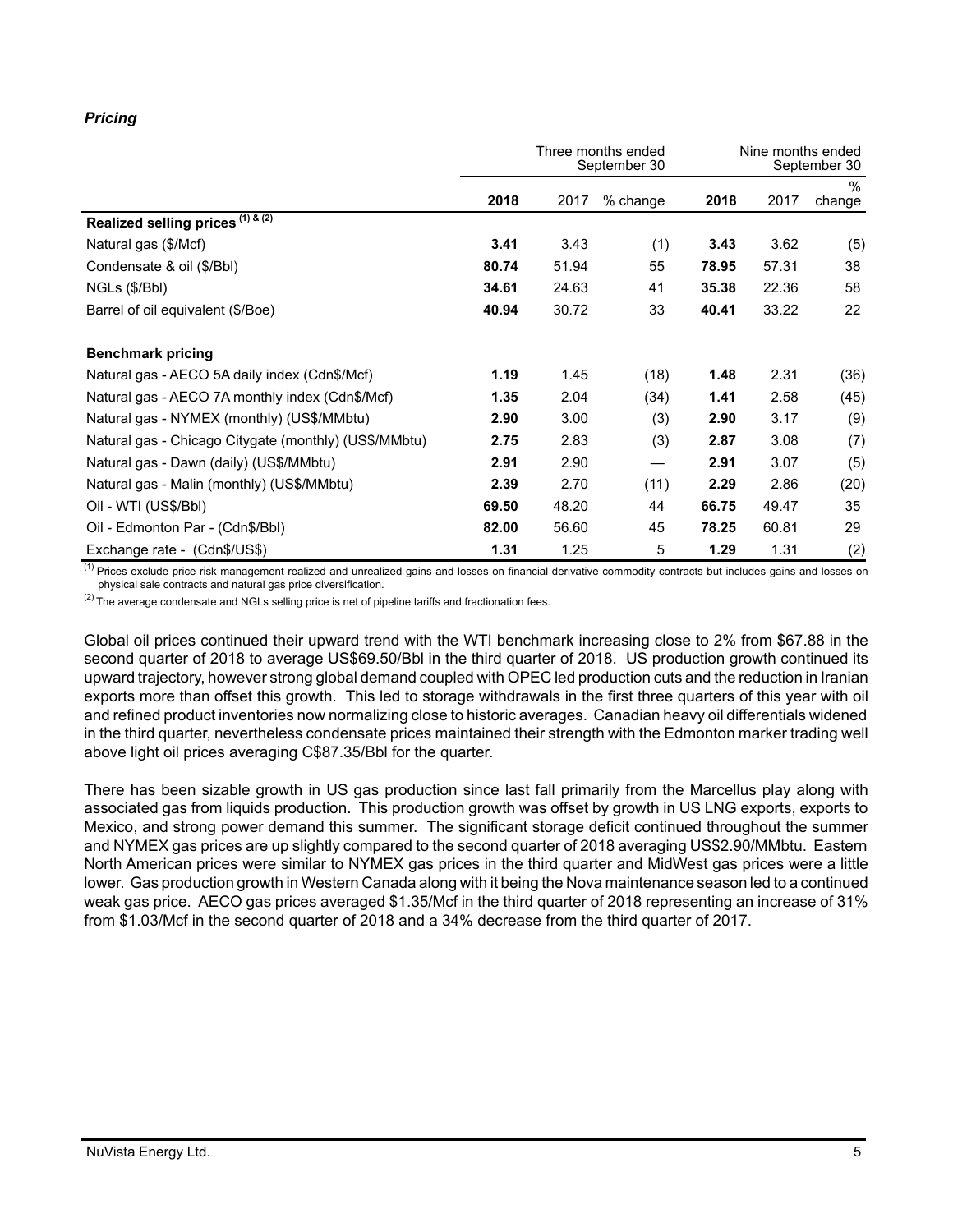***Pricing***

| | Three months ended September 30 | | | Nine months ended September 30 | | |
|---|---|---|---|---|---|---|
| | **2018** | 2017 | % change | **2018** | 2017 | % change |
| **Realized selling prices** (1) & (2) | | | | | | |
| Natural gas ($/Mcf) | **3.41** | 3.43 | (1) | **3.43** | 3.62 | (5) |
| Condensate & oil ($/Bbl) | **80.74** | 51.94 | 55 | **78.95** | 57.31 | 38 |
| NGLs ($/Bbl) | **34.61** | 24.63 | 41 | **35.38** | 22.36 | 58 |
| Barrel of oil equivalent ($/Boe) | **40.94** | 30.72 | 33 | **40.41** | 33.22 | 22 |
| **Benchmark pricing** | | | | | | |
| Natural gas - AECO 5A daily index (Cdn$/Mcf) | **1.19** | 1.45 | (18) | **1.48** | 2.31 | (36) |
| Natural gas - AECO 7A monthly index (Cdn$/Mcf) | **1.35** | 2.04 | (34) | **1.41** | 2.58 | (45) |
| Natural gas - NYMEX (monthly) (US$/MMbtu) | **2.90** | 3.00 | (3) | **2.90** | 3.17 | (9) |
| Natural gas - Chicago Citygate (monthly) (US$/MMbtu) | **2.75** | 2.83 | (3) | **2.87** | 3.08 | (7) |
| Natural gas - Dawn (daily) (US$/MMbtu) | **2.91** | 2.90 | — | **2.91** | 3.07 | (5) |
| Natural gas - Malin (monthly) (US$/MMbtu) | **2.39** | 2.70 | (11) | **2.29** | 2.86 | (20) |
| Oil - WTI (US$/Bbl) | **69.50** | 48.20 | 44 | **66.75** | 49.47 | 35 |
| Oil - Edmonton Par - (Cdn$/Bbl) | **82.00** | 56.60 | 45 | **78.25** | 60.81 | 29 |
| Exchange rate - (Cdn$/US$) | **1.31** | 1.25 | 5 | **1.29** | 1.31 | (2) |

(1) Prices exclude price risk management realized and unrealized gains and losses on financial derivative commodity contracts but includes gains and losses on physical sale contracts and natural gas price diversification.

(2) The average condensate and NGLs selling price is net of pipeline tariffs and fractionation fees.

Global oil prices continued their upward trend with the WTI benchmark increasing close to 2% from $67.88 in the second quarter of 2018 to average US$69.50/Bbl in the third quarter of 2018. US production growth continued its upward trajectory, however strong global demand coupled with OPEC led production cuts and the reduction in Iranian exports more than offset this growth. This led to storage withdrawals in the first three quarters of this year with oil and refined product inventories now normalizing close to historic averages. Canadian heavy oil differentials widened in the third quarter, nevertheless condensate prices maintained their strength with the Edmonton marker trading well above light oil prices averaging C$87.35/Bbl for the quarter.

There has been sizable growth in US gas production since last fall primarily from the Marcellus play along with associated gas from liquids production. This production growth was offset by growth in US LNG exports, exports to Mexico, and strong power demand this summer. The significant storage deficit continued throughout the summer and NYMEX gas prices are up slightly compared to the second quarter of 2018 averaging US$2.90/MMbtu. Eastern North American prices were similar to NYMEX gas prices in the third quarter and MidWest gas prices were a little lower. Gas production growth in Western Canada along with it being the Nova maintenance season led to a continued weak gas price. AECO gas prices averaged $1.35/Mcf in the third quarter of 2018 representing an increase of 31% from $1.03/Mcf in the second quarter of 2018 and a 34% decrease from the third quarter of 2017.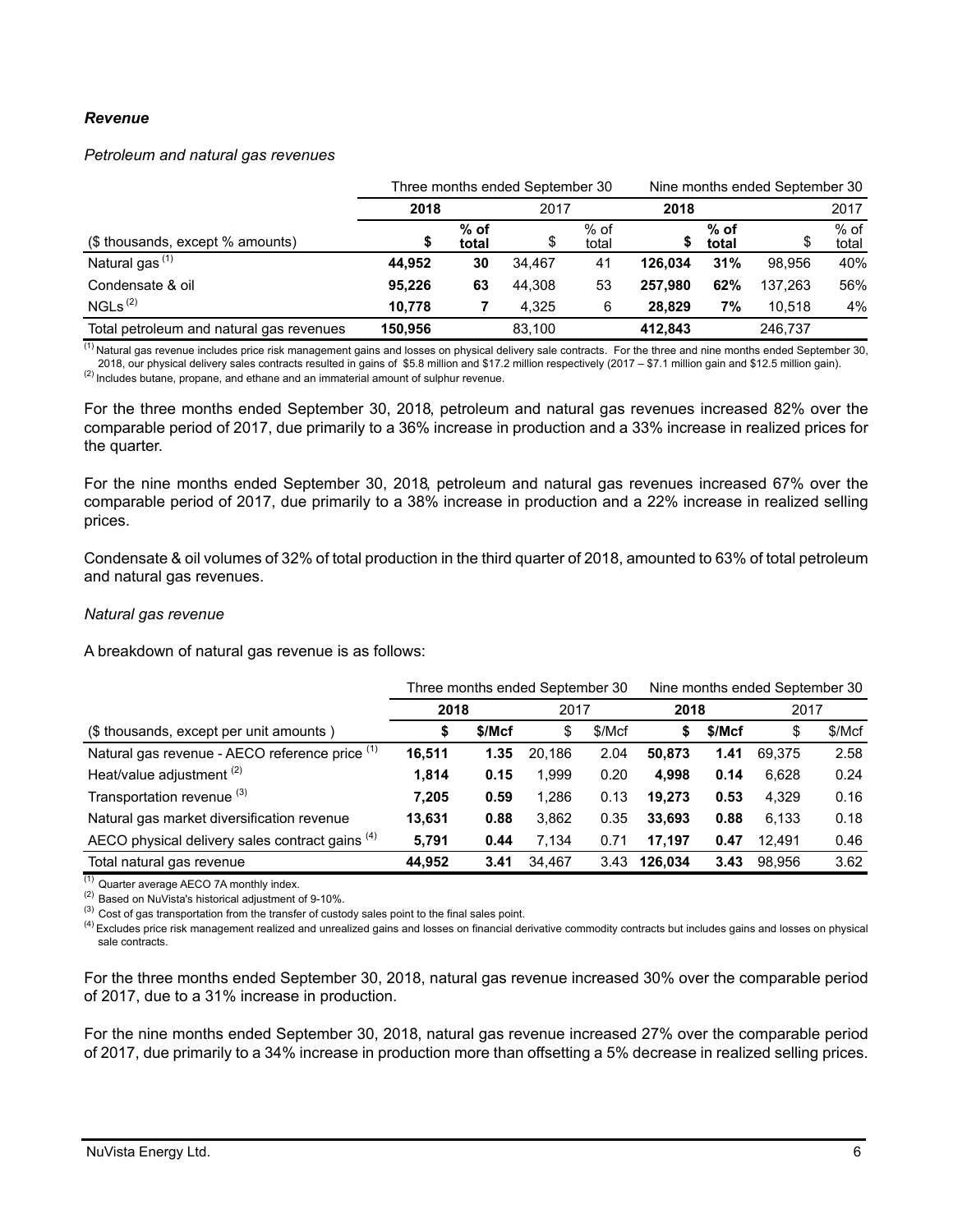***Revenue***

*Petroleum and natural gas revenues*

| | Three months ended September 30 | | | | Nine months ended September 30 | | | |
|---|---|---|---|---|---|---|---|---|
| | **2018** | | 2017 | | **2018** | | 2017 | |
| ($ thousands, except % amounts) | **$** | **% of total** | $ | % of total | **$** | **% of total** | $ | % of total |
| Natural gas [(1)] | **44,952** | **30** | 34,467 | 41 | **126,034** | **31%** | 98,956 | 40% |
| Condensate & oil | **95,226** | **63** | 44,308 | 53 | **257,980** | **62%** | 137,263 | 56% |
| NGLs [(2)] | **10,778** | **7** | 4,325 | 6 | **28,829** | **7%** | 10,518 | 4% |
| Total petroleum and natural gas revenues | **150,956** | | 83,100 | | **412,843** | | 246,737 | |

[(1)] Natural gas revenue includes price risk management gains and losses on physical delivery sale contracts. For the three and nine months ended September 30, 2018, our physical delivery sales contracts resulted in gains of $5.8 million and $17.2 million respectively (2017 – $7.1 million gain and $12.5 million gain).
[(2)] Includes butane, propane, and ethane and an immaterial amount of sulphur revenue.

For the three months ended September 30, 2018, petroleum and natural gas revenues increased 82% over the comparable period of 2017, due primarily to a 36% increase in production and a 33% increase in realized prices for the quarter.

For the nine months ended September 30, 2018, petroleum and natural gas revenues increased 67% over the comparable period of 2017, due primarily to a 38% increase in production and a 22% increase in realized selling prices.

Condensate & oil volumes of 32% of total production in the third quarter of 2018, amounted to 63% of total petroleum and natural gas revenues.

*Natural gas revenue*

A breakdown of natural gas revenue is as follows:

| | Three months ended September 30 | | | | Nine months ended September 30 | | | |
|---|---|---|---|---|---|---|---|---|
| | **2018** | | 2017 | | **2018** | | 2017 | |
| ($ thousands, except per unit amounts ) | **$** | **$/Mcf** | $ | $/Mcf | **$** | **$/Mcf** | $ | $/Mcf |
| Natural gas revenue - AECO reference price [(1)] | **16,511** | **1.35** | 20,186 | 2.04 | **50,873** | **1.41** | 69,375 | 2.58 |
| Heat/value adjustment [(2)] | **1,814** | **0.15** | 1,999 | 0.20 | **4,998** | **0.14** | 6,628 | 0.24 |
| Transportation revenue [(3)] | **7,205** | **0.59** | 1,286 | 0.13 | **19,273** | **0.53** | 4,329 | 0.16 |
| Natural gas market diversification revenue | **13,631** | **0.88** | 3,862 | 0.35 | **33,693** | **0.88** | 6,133 | 0.18 |
| AECO physical delivery sales contract gains [(4)] | **5,791** | **0.44** | 7,134 | 0.71 | **17,197** | **0.47** | 12,491 | 0.46 |
| Total natural gas revenue | **44,952** | **3.41** | 34,467 | 3.43 | **126,034** | **3.43** | 98,956 | 3.62 |

[(1)] Quarter average AECO 7A monthly index.
[(2)] Based on NuVista's historical adjustment of 9-10%.
[(3)] Cost of gas transportation from the transfer of custody sales point to the final sales point.
[(4)] Excludes price risk management realized and unrealized gains and losses on financial derivative commodity contracts but includes gains and losses on physical sale contracts.

For the three months ended September 30, 2018, natural gas revenue increased 30% over the comparable period of 2017, due to a 31% increase in production.

For the nine months ended September 30, 2018, natural gas revenue increased 27% over the comparable period of 2017, due primarily to a 34% increase in production more than offsetting a 5% decrease in realized selling prices.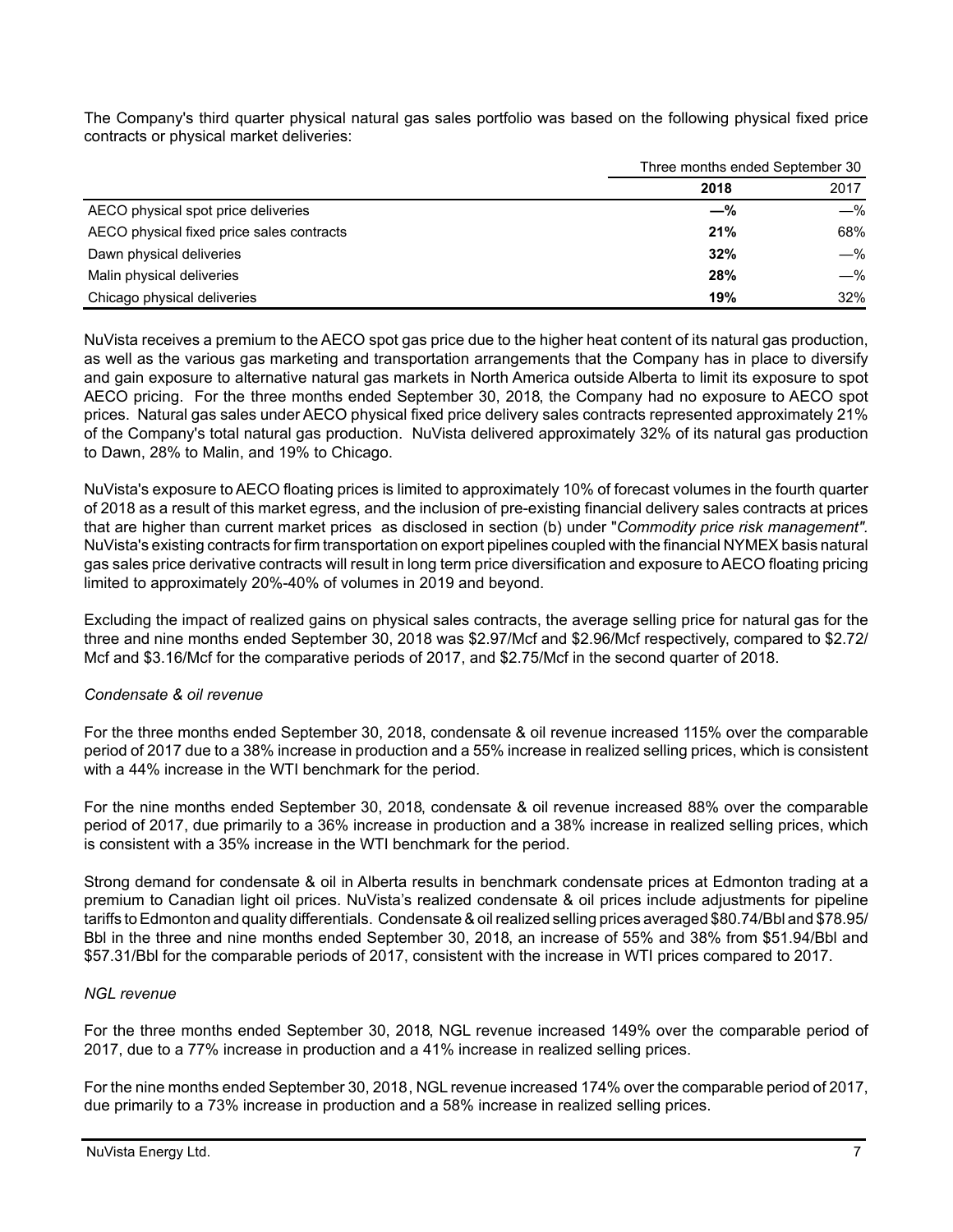The Company's third quarter physical natural gas sales portfolio was based on the following physical fixed price contracts or physical market deliveries:

| | Three months ended September 30 | |
|---|---|---|
| | **2018** | 2017 |
| AECO physical spot price deliveries | **—%** | —% |
| AECO physical fixed price sales contracts | **21%** | 68% |
| Dawn physical deliveries | **32%** | —% |
| Malin physical deliveries | **28%** | —% |
| Chicago physical deliveries | **19%** | 32% |

NuVista receives a premium to the AECO spot gas price due to the higher heat content of its natural gas production, as well as the various gas marketing and transportation arrangements that the Company has in place to diversify and gain exposure to alternative natural gas markets in North America outside Alberta to limit its exposure to spot AECO pricing. For the three months ended September 30, 2018, the Company had no exposure to AECO spot prices. Natural gas sales under AECO physical fixed price delivery sales contracts represented approximately 21% of the Company's total natural gas production. NuVista delivered approximately 32% of its natural gas production to Dawn, 28% to Malin, and 19% to Chicago.

NuVista's exposure to AECO floating prices is limited to approximately 10% of forecast volumes in the fourth quarter of 2018 as a result of this market egress, and the inclusion of pre-existing financial delivery sales contracts at prices that are higher than current market prices as disclosed in section (b) under "*Commodity price risk management".* NuVista's existing contracts for firm transportation on export pipelines coupled with the financial NYMEX basis natural gas sales price derivative contracts will result in long term price diversification and exposure to AECO floating pricing limited to approximately 20%-40% of volumes in 2019 and beyond.

Excluding the impact of realized gains on physical sales contracts, the average selling price for natural gas for the three and nine months ended September 30, 2018 was $2.97/Mcf and $2.96/Mcf respectively, compared to $2.72/Mcf and $3.16/Mcf for the comparative periods of 2017, and $2.75/Mcf in the second quarter of 2018.

*Condensate & oil revenue*

For the three months ended September 30, 2018, condensate & oil revenue increased 115% over the comparable period of 2017 due to a 38% increase in production and a 55% increase in realized selling prices, which is consistent with a 44% increase in the WTI benchmark for the period.

For the nine months ended September 30, 2018, condensate & oil revenue increased 88% over the comparable period of 2017, due primarily to a 36% increase in production and a 38% increase in realized selling prices, which is consistent with a 35% increase in the WTI benchmark for the period.

Strong demand for condensate & oil in Alberta results in benchmark condensate prices at Edmonton trading at a premium to Canadian light oil prices. NuVista's realized condensate & oil prices include adjustments for pipeline tariffs to Edmonton and quality differentials. Condensate & oil realized selling prices averaged $80.74/Bbl and $78.95/Bbl in the three and nine months ended September 30, 2018, an increase of 55% and 38% from $51.94/Bbl and $57.31/Bbl for the comparable periods of 2017, consistent with the increase in WTI prices compared to 2017.

*NGL revenue*

For the three months ended September 30, 2018, NGL revenue increased 149% over the comparable period of 2017, due to a 77% increase in production and a 41% increase in realized selling prices.

For the nine months ended September 30, 2018, NGL revenue increased 174% over the comparable period of 2017, due primarily to a 73% increase in production and a 58% increase in realized selling prices.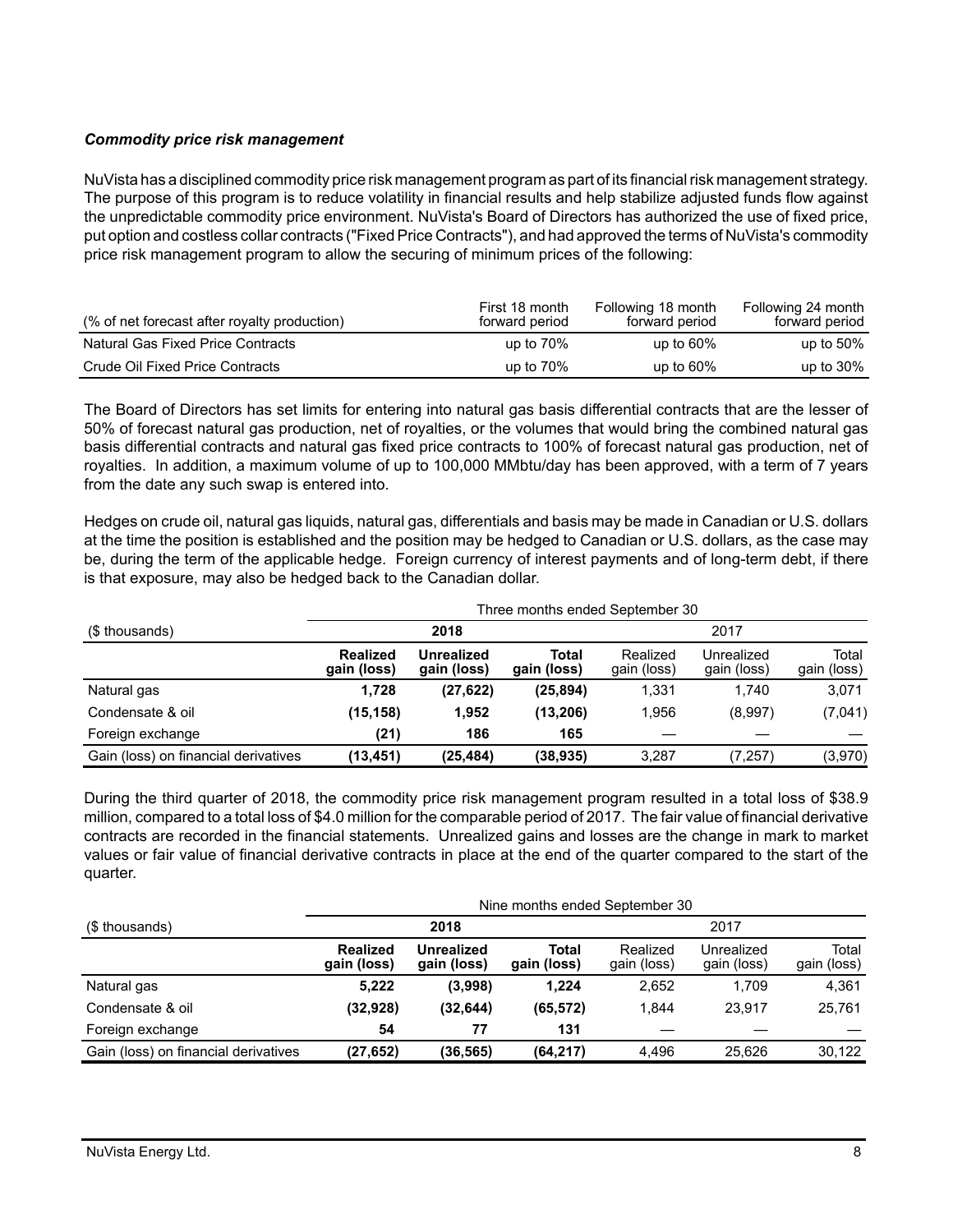### *Commodity price risk management*

NuVista has a disciplined commodity price risk management program as part of its financial risk management strategy. The purpose of this program is to reduce volatility in financial results and help stabilize adjusted funds flow against the unpredictable commodity price environment. NuVista's Board of Directors has authorized the use of fixed price, put option and costless collar contracts ("Fixed Price Contracts"), and had approved the terms of NuVista's commodity price risk management program to allow the securing of minimum prices of the following:

| (% of net forecast after royalty production) | First 18 month forward period | Following 18 month forward period | Following 24 month forward period |
|---|---|---|---|
| Natural Gas Fixed Price Contracts | up to 70% | up to 60% | up to 50% |
| Crude Oil Fixed Price Contracts | up to 70% | up to 60% | up to 30% |

The Board of Directors has set limits for entering into natural gas basis differential contracts that are the lesser of 50% of forecast natural gas production, net of royalties, or the volumes that would bring the combined natural gas basis differential contracts and natural gas fixed price contracts to 100% of forecast natural gas production, net of royalties. In addition, a maximum volume of up to 100,000 MMbtu/day has been approved, with a term of 7 years from the date any such swap is entered into.

Hedges on crude oil, natural gas liquids, natural gas, differentials and basis may be made in Canadian or U.S. dollars at the time the position is established and the position may be hedged to Canadian or U.S. dollars, as the case may be, during the term of the applicable hedge. Foreign currency of interest payments and of long-term debt, if there is that exposure, may also be hedged back to the Canadian dollar.

| | Three months ended September 30 | | | | | |
|---|---|---|---|---|---|---|
| ($ thousands) | **2018** | | | 2017 | | |
| | **Realized gain (loss)** | **Unrealized gain (loss)** | **Total gain (loss)** | Realized gain (loss) | Unrealized gain (loss) | Total gain (loss) |
| Natural gas | **1,728** | **(27,622)** | **(25,894)** | 1,331 | 1,740 | 3,071 |
| Condensate & oil | **(15,158)** | **1,952** | **(13,206)** | 1,956 | (8,997) | (7,041) |
| Foreign exchange | **(21)** | **186** | **165** | — | — | — |
| Gain (loss) on financial derivatives | **(13,451)** | **(25,484)** | **(38,935)** | 3,287 | (7,257) | (3,970) |

During the third quarter of 2018, the commodity price risk management program resulted in a total loss of $38.9 million, compared to a total loss of $4.0 million for the comparable period of 2017. The fair value of financial derivative contracts are recorded in the financial statements. Unrealized gains and losses are the change in mark to market values or fair value of financial derivative contracts in place at the end of the quarter compared to the start of the quarter.

| | Nine months ended September 30 | | | | | |
|---|---|---|---|---|---|---|
| ($ thousands) | **2018** | | | 2017 | | |
| | **Realized gain (loss)** | **Unrealized gain (loss)** | **Total gain (loss)** | Realized gain (loss) | Unrealized gain (loss) | Total gain (loss) |
| Natural gas | **5,222** | **(3,998)** | **1,224** | 2,652 | 1,709 | 4,361 |
| Condensate & oil | **(32,928)** | **(32,644)** | **(65,572)** | 1,844 | 23,917 | 25,761 |
| Foreign exchange | **54** | **77** | **131** | — | — | — |
| Gain (loss) on financial derivatives | **(27,652)** | **(36,565)** | **(64,217)** | 4,496 | 25,626 | 30,122 |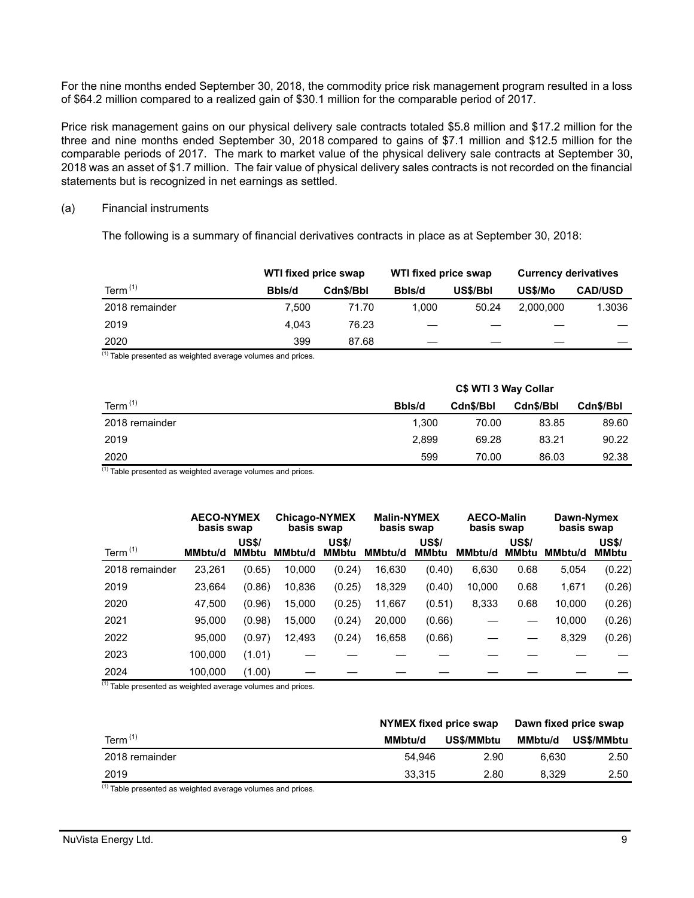For the nine months ended September 30, 2018, the commodity price risk management program resulted in a loss of $64.2 million compared to a realized gain of $30.1 million for the comparable period of 2017.

Price risk management gains on our physical delivery sale contracts totaled $5.8 million and $17.2 million for the three and nine months ended September 30, 2018 compared to gains of $7.1 million and $12.5 million for the comparable periods of 2017. The mark to market value of the physical delivery sale contracts at September 30, 2018 was an asset of $1.7 million. The fair value of physical delivery sales contracts is not recorded on the financial statements but is recognized in net earnings as settled.

(a) Financial instruments

The following is a summary of financial derivatives contracts in place as at September 30, 2018:

| | WTI fixed price swap | | WTI fixed price swap | | Currency derivatives | |
|---|---|---|---|---|---|---|
| Term [1] | Bbls/d | Cdn$/Bbl | Bbls/d | US$/Bbl | US$/Mo | CAD/USD |
| 2018 remainder | 7,500 | 71.70 | 1,000 | 50.24 | 2,000,000 | 1.3036 |
| 2019 | 4,043 | 76.23 | — | — | — | — |
| 2020 | 399 | 87.68 | — | — | — | — |

[1] Table presented as weighted average volumes and prices.

| | C$ WTI 3 Way Collar | | | |
|---|---|---|---|---|
| Term [1] | Bbls/d | Cdn$/Bbl | Cdn$/Bbl | Cdn$/Bbl |
| 2018 remainder | 1,300 | 70.00 | 83.85 | 89.60 |
| 2019 | 2,899 | 69.28 | 83.21 | 90.22 |
| 2020 | 599 | 70.00 | 86.03 | 92.38 |

[1] Table presented as weighted average volumes and prices.

| | AECO-NYMEX basis swap | | Chicago-NYMEX basis swap | | Malin-NYMEX basis swap | | AECO-Malin basis swap | | Dawn-Nymex basis swap | |
|---|---|---|---|---|---|---|---|---|---|---|
| Term [1] | MMbtu/d | US$/MMbtu | MMbtu/d | US$/MMbtu | MMbtu/d | US$/MMbtu | MMbtu/d | US$/MMbtu | MMbtu/d | US$/MMbtu |
| 2018 remainder | 23,261 | (0.65) | 10,000 | (0.24) | 16,630 | (0.40) | 6,630 | 0.68 | 5,054 | (0.22) |
| 2019 | 23,664 | (0.86) | 10,836 | (0.25) | 18,329 | (0.40) | 10,000 | 0.68 | 1,671 | (0.26) |
| 2020 | 47,500 | (0.96) | 15,000 | (0.25) | 11,667 | (0.51) | 8,333 | 0.68 | 10,000 | (0.26) |
| 2021 | 95,000 | (0.98) | 15,000 | (0.24) | 20,000 | (0.66) | — | — | 10,000 | (0.26) |
| 2022 | 95,000 | (0.97) | 12,493 | (0.24) | 16,658 | (0.66) | — | — | 8,329 | (0.26) |
| 2023 | 100,000 | (1.01) | — | — | — | — | — | — | — | — |
| 2024 | 100,000 | (1.00) | — | — | — | — | — | — | — | — |

[1] Table presented as weighted average volumes and prices.

| | NYMEX fixed price swap | | Dawn fixed price swap | |
|---|---|---|---|---|
| Term [1] | MMbtu/d | US$/MMbtu | MMbtu/d | US$/MMbtu |
| 2018 remainder | 54,946 | 2.90 | 6,630 | 2.50 |
| 2019 | 33,315 | 2.80 | 8,329 | 2.50 |

[1] Table presented as weighted average volumes and prices.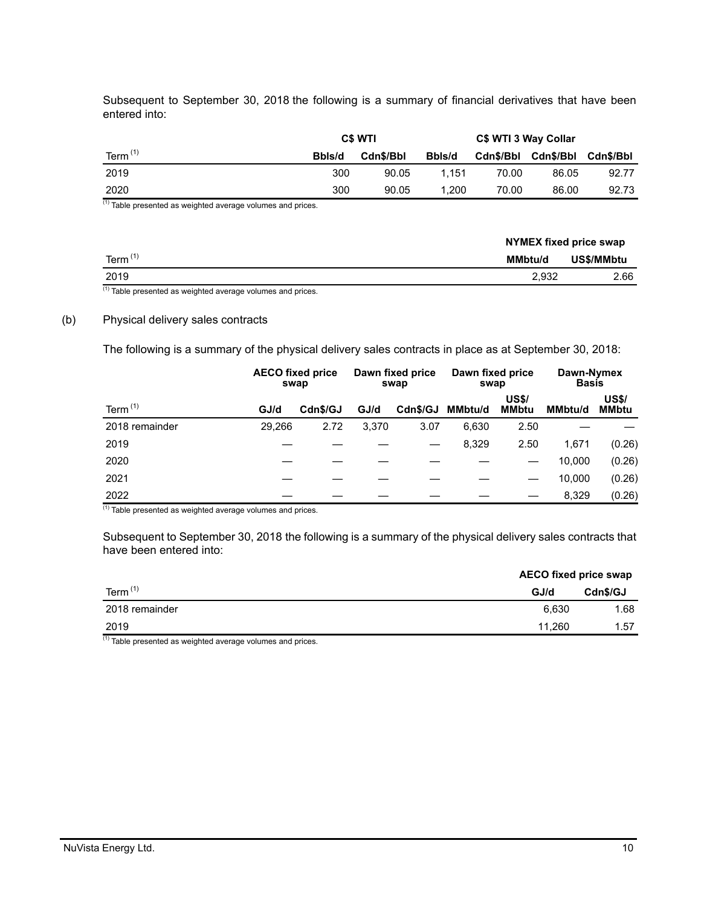Subsequent to September 30, 2018 the following is a summary of financial derivatives that have been entered into:

| | C$ WTI | | C$ WTI 3 Way Collar | | | |
|---|---|---|---|---|---|---|
| Term [(1)] | Bbls/d | Cdn$/Bbl | Bbls/d | Cdn$/Bbl | Cdn$/Bbl | Cdn$/Bbl |
| 2019 | 300 | 90.05 | 1,151 | 70.00 | 86.05 | 92.77 |
| 2020 | 300 | 90.05 | 1,200 | 70.00 | 86.00 | 92.73 |

[(1)] Table presented as weighted average volumes and prices.

| | NYMEX fixed price swap | |
|---|---|---|
| Term [(1)] | MMbtu/d | US$/MMbtu |
| 2019 | 2,932 | 2.66 |

[(1)] Table presented as weighted average volumes and prices.

(b) Physical delivery sales contracts

The following is a summary of the physical delivery sales contracts in place as at September 30, 2018:

| | AECO fixed price swap | | Dawn fixed price swap | | Dawn fixed price swap | | Dawn-Nymex Basis | |
|---|---|---|---|---|---|---|---|---|
| Term [(1)] | GJ/d | Cdn$/GJ | GJ/d | Cdn$/GJ | MMbtu/d | US$/ MMbtu | MMbtu/d | US$/ MMbtu |
| 2018 remainder | 29,266 | 2.72 | 3,370 | 3.07 | 6,630 | 2.50 | — | — |
| 2019 | — | — | — | — | 8,329 | 2.50 | 1,671 | (0.26) |
| 2020 | — | — | — | — | — | — | 10,000 | (0.26) |
| 2021 | — | — | — | — | — | — | 10,000 | (0.26) |
| 2022 | — | — | — | — | — | — | 8,329 | (0.26) |

[(1)] Table presented as weighted average volumes and prices.

Subsequent to September 30, 2018 the following is a summary of the physical delivery sales contracts that have been entered into:

| | AECO fixed price swap | |
|---|---|---|
| Term [(1)] | GJ/d | Cdn$/GJ |
| 2018 remainder | 6,630 | 1.68 |
| 2019 | 11,260 | 1.57 |

[(1)] Table presented as weighted average volumes and prices.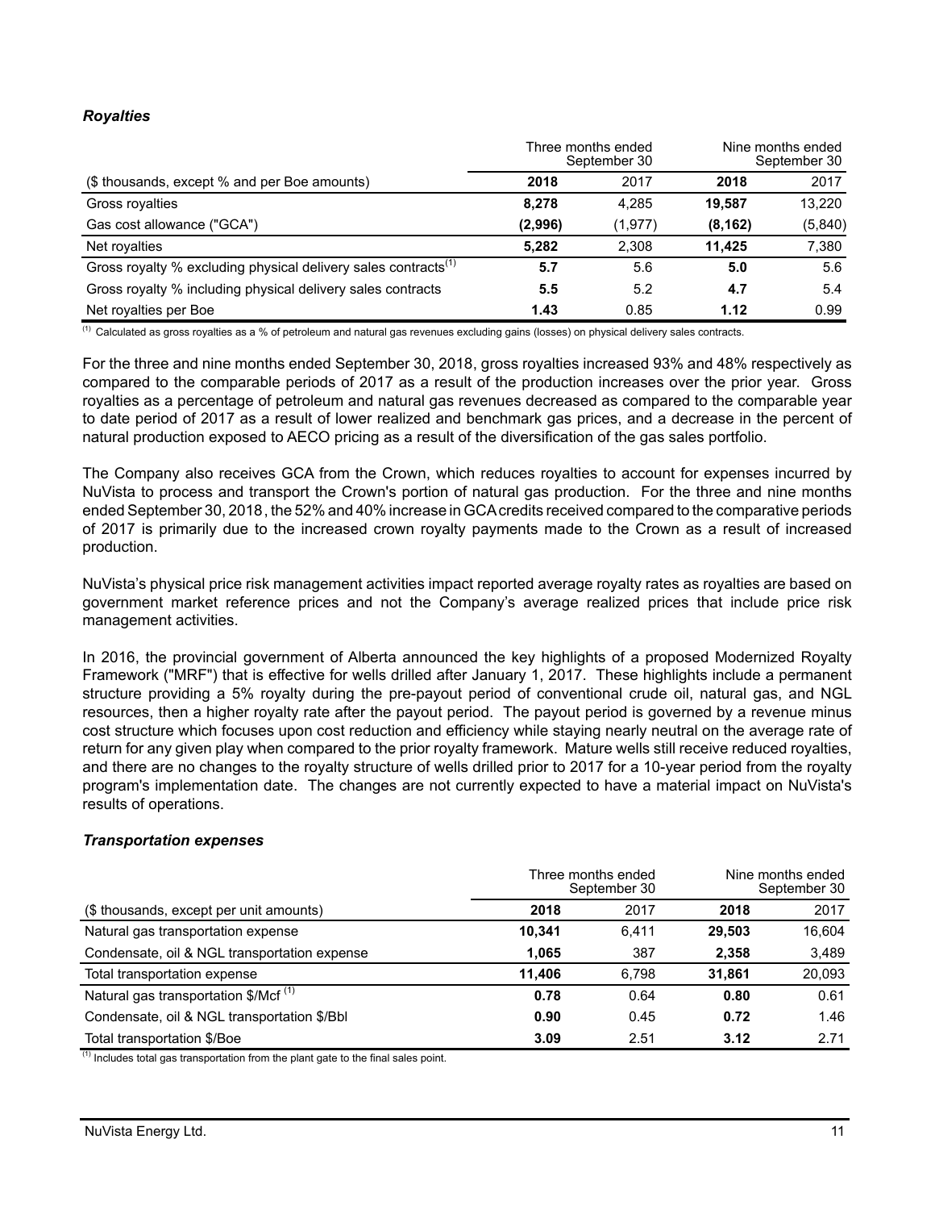### *Royalties*

| | Three months ended September 30 | | Nine months ended September 30 | |
|---|---|---|---|---|
| ($ thousands, except % and per Boe amounts) | **2018** | 2017 | **2018** | 2017 |
| Gross royalties | **8,278** | 4,285 | **19,587** | 13,220 |
| Gas cost allowance ("GCA") | **(2,996)** | (1,977) | **(8,162)** | (5,840) |
| Net royalties | **5,282** | 2,308 | **11,425** | 7,380 |
| Gross royalty % excluding physical delivery sales contracts[(1)] | **5.7** | 5.6 | **5.0** | 5.6 |
| Gross royalty % including physical delivery sales contracts | **5.5** | 5.2 | **4.7** | 5.4 |
| Net royalties per Boe | **1.43** | 0.85 | **1.12** | 0.99 |

[(1)] Calculated as gross royalties as a % of petroleum and natural gas revenues excluding gains (losses) on physical delivery sales contracts.

For the three and nine months ended September 30, 2018, gross royalties increased 93% and 48% respectively as compared to the comparable periods of 2017 as a result of the production increases over the prior year. Gross royalties as a percentage of petroleum and natural gas revenues decreased as compared to the comparable year to date period of 2017 as a result of lower realized and benchmark gas prices, and a decrease in the percent of natural production exposed to AECO pricing as a result of the diversification of the gas sales portfolio.

The Company also receives GCA from the Crown, which reduces royalties to account for expenses incurred by NuVista to process and transport the Crown's portion of natural gas production. For the three and nine months ended September 30, 2018 , the 52% and 40% increase in GCA credits received compared to the comparative periods of 2017 is primarily due to the increased crown royalty payments made to the Crown as a result of increased production.

NuVista's physical price risk management activities impact reported average royalty rates as royalties are based on government market reference prices and not the Company's average realized prices that include price risk management activities.

In 2016, the provincial government of Alberta announced the key highlights of a proposed Modernized Royalty Framework ("MRF") that is effective for wells drilled after January 1, 2017. These highlights include a permanent structure providing a 5% royalty during the pre-payout period of conventional crude oil, natural gas, and NGL resources, then a higher royalty rate after the payout period. The payout period is governed by a revenue minus cost structure which focuses upon cost reduction and efficiency while staying nearly neutral on the average rate of return for any given play when compared to the prior royalty framework. Mature wells still receive reduced royalties, and there are no changes to the royalty structure of wells drilled prior to 2017 for a 10-year period from the royalty program's implementation date. The changes are not currently expected to have a material impact on NuVista's results of operations.

### *Transportation expenses*

| | Three months ended September 30 | | Nine months ended September 30 | |
|---|---|---|---|---|
| ($ thousands, except per unit amounts) | **2018** | 2017 | **2018** | 2017 |
| Natural gas transportation expense | **10,341** | 6,411 | **29,503** | 16,604 |
| Condensate, oil & NGL transportation expense | **1,065** | 387 | **2,358** | 3,489 |
| Total transportation expense | **11,406** | 6,798 | **31,861** | 20,093 |
| Natural gas transportation $/Mcf [(1)] | **0.78** | 0.64 | **0.80** | 0.61 |
| Condensate, oil & NGL transportation $/Bbl | **0.90** | 0.45 | **0.72** | 1.46 |
| Total transportation $/Boe | **3.09** | 2.51 | **3.12** | 2.71 |

[(1)] Includes total gas transportation from the plant gate to the final sales point.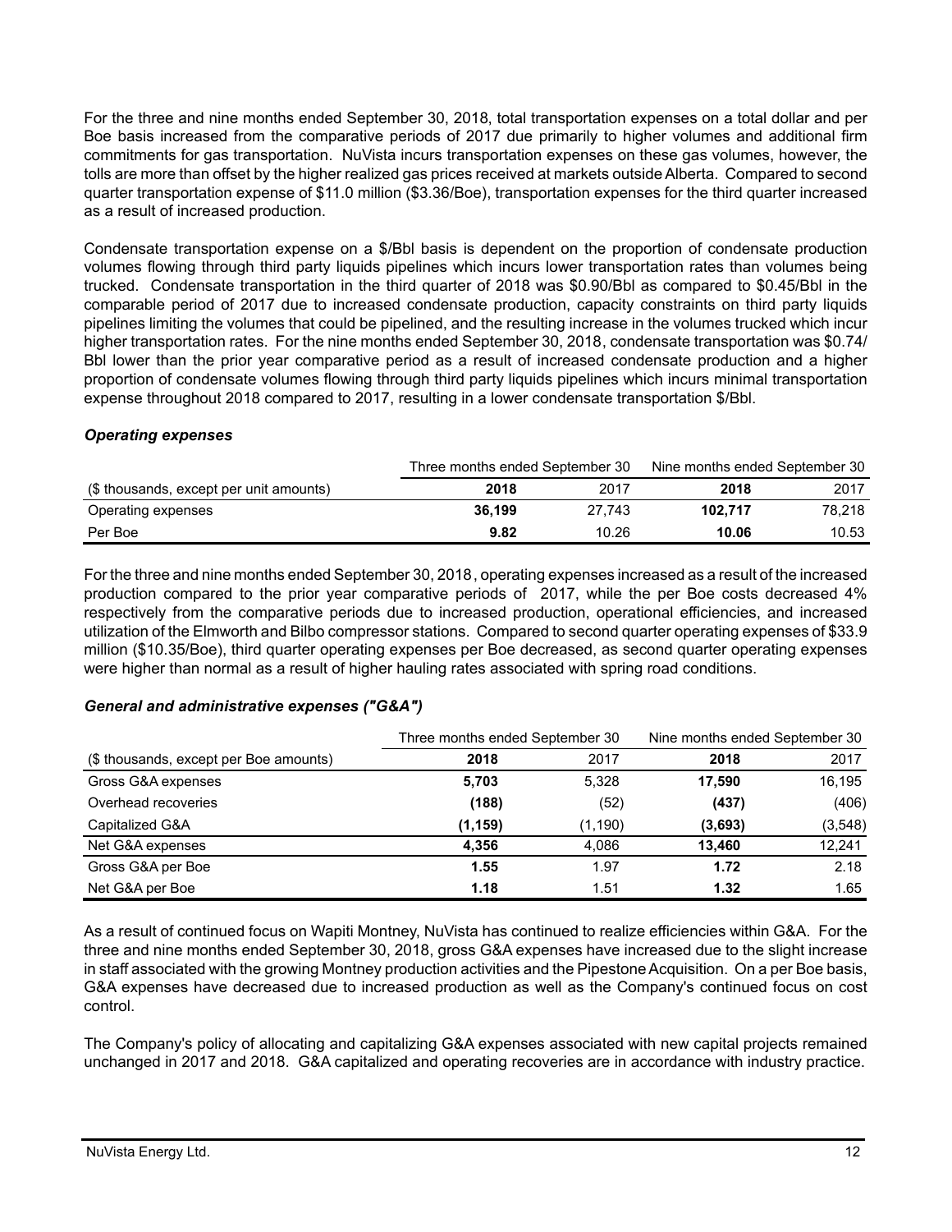For the three and nine months ended September 30, 2018, total transportation expenses on a total dollar and per Boe basis increased from the comparative periods of 2017 due primarily to higher volumes and additional firm commitments for gas transportation. NuVista incurs transportation expenses on these gas volumes, however, the tolls are more than offset by the higher realized gas prices received at markets outside Alberta. Compared to second quarter transportation expense of $11.0 million ($3.36/Boe), transportation expenses for the third quarter increased as a result of increased production.

Condensate transportation expense on a $/Bbl basis is dependent on the proportion of condensate production volumes flowing through third party liquids pipelines which incurs lower transportation rates than volumes being trucked. Condensate transportation in the third quarter of 2018 was $0.90/Bbl as compared to $0.45/Bbl in the comparable period of 2017 due to increased condensate production, capacity constraints on third party liquids pipelines limiting the volumes that could be pipelined, and the resulting increase in the volumes trucked which incur higher transportation rates. For the nine months ended September 30, 2018, condensate transportation was $0.74/Bbl lower than the prior year comparative period as a result of increased condensate production and a higher proportion of condensate volumes flowing through third party liquids pipelines which incurs minimal transportation expense throughout 2018 compared to 2017, resulting in a lower condensate transportation $/Bbl.

### *Operating expenses*

| | Three months ended September 30 | | Nine months ended September 30 | |
|---|---|---|---|---|
| ($ thousands, except per unit amounts) | **2018** | 2017 | **2018** | 2017 |
| Operating expenses | **36,199** | 27,743 | **102,717** | 78,218 |
| Per Boe | **9.82** | 10.26 | **10.06** | 10.53 |

For the three and nine months ended September 30, 2018, operating expenses increased as a result of the increased production compared to the prior year comparative periods of 2017, while the per Boe costs decreased 4% respectively from the comparative periods due to increased production, operational efficiencies, and increased utilization of the Elmworth and Bilbo compressor stations. Compared to second quarter operating expenses of $33.9 million ($10.35/Boe), third quarter operating expenses per Boe decreased, as second quarter operating expenses were higher than normal as a result of higher hauling rates associated with spring road conditions.

### *General and administrative expenses ("G&A")*

| | Three months ended September 30 | | Nine months ended September 30 | |
|---|---|---|---|---|
| ($ thousands, except per Boe amounts) | **2018** | 2017 | **2018** | 2017 |
| Gross G&A expenses | **5,703** | 5,328 | **17,590** | 16,195 |
| Overhead recoveries | **(188)** | (52) | **(437)** | (406) |
| Capitalized G&A | **(1,159)** | (1,190) | **(3,693)** | (3,548) |
| Net G&A expenses | **4,356** | 4,086 | **13,460** | 12,241 |
| Gross G&A per Boe | **1.55** | 1.97 | **1.72** | 2.18 |
| Net G&A per Boe | **1.18** | 1.51 | **1.32** | 1.65 |

As a result of continued focus on Wapiti Montney, NuVista has continued to realize efficiencies within G&A. For the three and nine months ended September 30, 2018, gross G&A expenses have increased due to the slight increase in staff associated with the growing Montney production activities and the Pipestone Acquisition. On a per Boe basis, G&A expenses have decreased due to increased production as well as the Company's continued focus on cost control.

The Company's policy of allocating and capitalizing G&A expenses associated with new capital projects remained unchanged in 2017 and 2018. G&A capitalized and operating recoveries are in accordance with industry practice.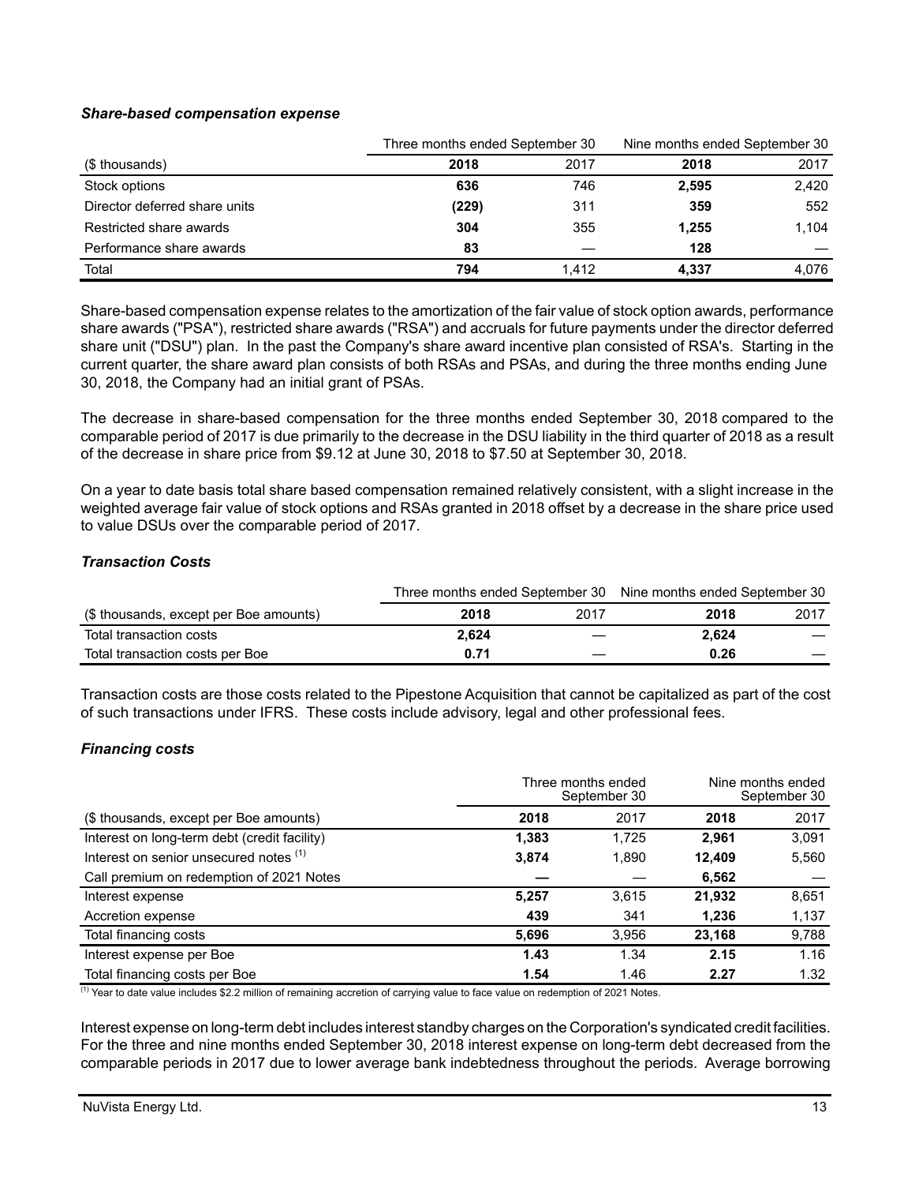### *Share-based compensation expense*

| | Three months ended September 30 | | Nine months ended September 30 | |
|---|---|---|---|---|
| ($ thousands) | **2018** | 2017 | **2018** | 2017 |
| Stock options | **636** | 746 | **2,595** | 2,420 |
| Director deferred share units | **(229)** | 311 | **359** | 552 |
| Restricted share awards | **304** | 355 | **1,255** | 1,104 |
| Performance share awards | **83** | — | **128** | — |
| Total | **794** | 1,412 | **4,337** | 4,076 |

Share-based compensation expense relates to the amortization of the fair value of stock option awards, performance share awards ("PSA"), restricted share awards ("RSA") and accruals for future payments under the director deferred share unit ("DSU") plan. In the past the Company's share award incentive plan consisted of RSA's. Starting in the current quarter, the share award plan consists of both RSAs and PSAs, and during the three months ending June 30, 2018, the Company had an initial grant of PSAs.

The decrease in share-based compensation for the three months ended September 30, 2018 compared to the comparable period of 2017 is due primarily to the decrease in the DSU liability in the third quarter of 2018 as a result of the decrease in share price from $9.12 at June 30, 2018 to $7.50 at September 30, 2018.

On a year to date basis total share based compensation remained relatively consistent, with a slight increase in the weighted average fair value of stock options and RSAs granted in 2018 offset by a decrease in the share price used to value DSUs over the comparable period of 2017.

### *Transaction Costs*

| | Three months ended September 30 | | Nine months ended September 30 | |
|---|---|---|---|---|
| ($ thousands, except per Boe amounts) | **2018** | 2017 | **2018** | 2017 |
| Total transaction costs | **2,624** | — | **2,624** | — |
| Total transaction costs per Boe | **0.71** | — | **0.26** | — |

Transaction costs are those costs related to the Pipestone Acquisition that cannot be capitalized as part of the cost of such transactions under IFRS. These costs include advisory, legal and other professional fees.

### *Financing costs*

| | Three months ended September 30 | | Nine months ended September 30 | |
|---|---|---|---|---|
| ($ thousands, except per Boe amounts) | **2018** | 2017 | **2018** | 2017 |
| Interest on long-term debt (credit facility) | **1,383** | 1,725 | **2,961** | 3,091 |
| Interest on senior unsecured notes [(1)] | **3,874** | 1,890 | **12,409** | 5,560 |
| Call premium on redemption of 2021 Notes | **—** | — | **6,562** | — |
| Interest expense | **5,257** | 3,615 | **21,932** | 8,651 |
| Accretion expense | **439** | 341 | **1,236** | 1,137 |
| Total financing costs | **5,696** | 3,956 | **23,168** | 9,788 |
| Interest expense per Boe | **1.43** | 1.34 | **2.15** | 1.16 |
| Total financing costs per Boe | **1.54** | 1.46 | **2.27** | 1.32 |

[(1)] Year to date value includes $2.2 million of remaining accretion of carrying value to face value on redemption of 2021 Notes.

Interest expense on long-term debt includes interest standby charges on the Corporation's syndicated credit facilities. For the three and nine months ended September 30, 2018 interest expense on long-term debt decreased from the comparable periods in 2017 due to lower average bank indebtedness throughout the periods. Average borrowing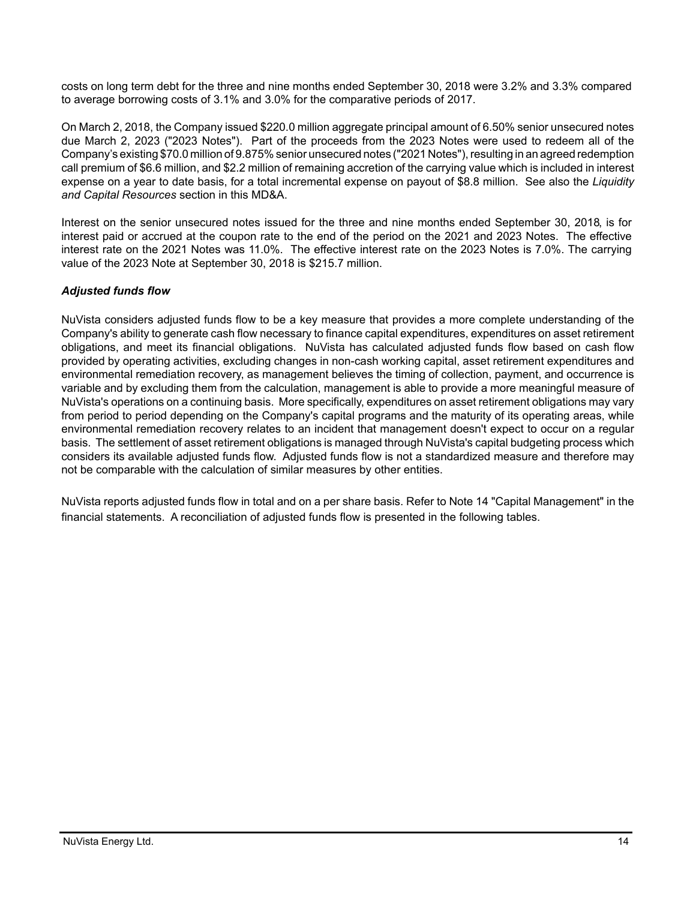costs on long term debt for the three and nine months ended September 30, 2018 were 3.2% and 3.3% compared to average borrowing costs of 3.1% and 3.0% for the comparative periods of 2017.

On March 2, 2018, the Company issued $220.0 million aggregate principal amount of 6.50% senior unsecured notes due March 2, 2023 ("2023 Notes"). Part of the proceeds from the 2023 Notes were used to redeem all of the Company's existing $70.0 million of 9.875% senior unsecured notes ("2021 Notes"), resulting in an agreed redemption call premium of $6.6 million, and $2.2 million of remaining accretion of the carrying value which is included in interest expense on a year to date basis, for a total incremental expense on payout of $8.8 million. See also the *Liquidity and Capital Resources* section in this MD&A.

Interest on the senior unsecured notes issued for the three and nine months ended September 30, 2018, is for interest paid or accrued at the coupon rate to the end of the period on the 2021 and 2023 Notes. The effective interest rate on the 2021 Notes was 11.0%. The effective interest rate on the 2023 Notes is 7.0%. The carrying value of the 2023 Note at September 30, 2018 is $215.7 million.

### *Adjusted funds flow*

NuVista considers adjusted funds flow to be a key measure that provides a more complete understanding of the Company's ability to generate cash flow necessary to finance capital expenditures, expenditures on asset retirement obligations, and meet its financial obligations. NuVista has calculated adjusted funds flow based on cash flow provided by operating activities, excluding changes in non-cash working capital, asset retirement expenditures and environmental remediation recovery, as management believes the timing of collection, payment, and occurrence is variable and by excluding them from the calculation, management is able to provide a more meaningful measure of NuVista's operations on a continuing basis. More specifically, expenditures on asset retirement obligations may vary from period to period depending on the Company's capital programs and the maturity of its operating areas, while environmental remediation recovery relates to an incident that management doesn't expect to occur on a regular basis. The settlement of asset retirement obligations is managed through NuVista's capital budgeting process which considers its available adjusted funds flow. Adjusted funds flow is not a standardized measure and therefore may not be comparable with the calculation of similar measures by other entities.

NuVista reports adjusted funds flow in total and on a per share basis. Refer to Note 14 "Capital Management" in the financial statements. A reconciliation of adjusted funds flow is presented in the following tables.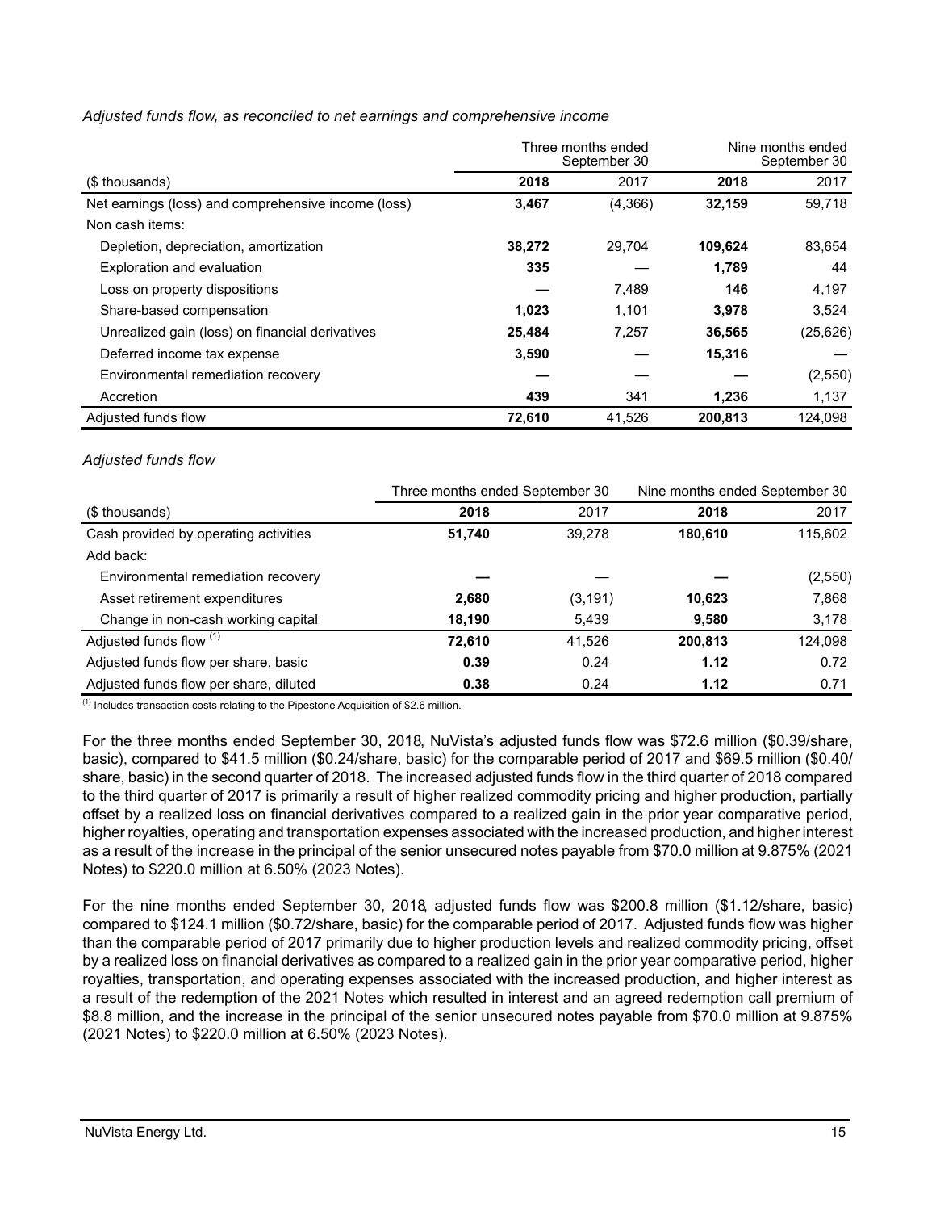*Adjusted funds flow, as reconciled to net earnings and comprehensive income*

| | Three months ended September 30 | | Nine months ended September 30 | |
|---|---|---|---|---|
| ($ thousands) | **2018** | 2017 | **2018** | 2017 |
| Net earnings (loss) and comprehensive income (loss) | **3,467** | (4,366) | **32,159** | 59,718 |
| Non cash items: | | | | |
| Depletion, depreciation, amortization | **38,272** | 29,704 | **109,624** | 83,654 |
| Exploration and evaluation | **335** | — | **1,789** | 44 |
| Loss on property dispositions | **—** | 7,489 | **146** | 4,197 |
| Share-based compensation | **1,023** | 1,101 | **3,978** | 3,524 |
| Unrealized gain (loss) on financial derivatives | **25,484** | 7,257 | **36,565** | (25,626) |
| Deferred income tax expense | **3,590** | — | **15,316** | — |
| Environmental remediation recovery | **—** | — | **—** | (2,550) |
| Accretion | **439** | 341 | **1,236** | 1,137 |
| Adjusted funds flow | **72,610** | 41,526 | **200,813** | 124,098 |

*Adjusted funds flow*

| | Three months ended September 30 | | Nine months ended September 30 | |
|---|---|---|---|---|
| ($ thousands) | **2018** | 2017 | **2018** | 2017 |
| Cash provided by operating activities | **51,740** | 39,278 | **180,610** | 115,602 |
| Add back: | | | | |
| Environmental remediation recovery | **—** | — | **—** | (2,550) |
| Asset retirement expenditures | **2,680** | (3,191) | **10,623** | 7,868 |
| Change in non-cash working capital | **18,190** | 5,439 | **9,580** | 3,178 |
| Adjusted funds flow [(1)] | **72,610** | 41,526 | **200,813** | 124,098 |
| Adjusted funds flow per share, basic | **0.39** | 0.24 | **1.12** | 0.72 |
| Adjusted funds flow per share, diluted | **0.38** | 0.24 | **1.12** | 0.71 |

[(1)] Includes transaction costs relating to the Pipestone Acquisition of $2.6 million.

For the three months ended September 30, 2018, NuVista's adjusted funds flow was $72.6 million ($0.39/share, basic), compared to $41.5 million ($0.24/share, basic) for the comparable period of 2017 and $69.5 million ($0.40/share, basic) in the second quarter of 2018. The increased adjusted funds flow in the third quarter of 2018 compared to the third quarter of 2017 is primarily a result of higher realized commodity pricing and higher production, partially offset by a realized loss on financial derivatives compared to a realized gain in the prior year comparative period, higher royalties, operating and transportation expenses associated with the increased production, and higher interest as a result of the increase in the principal of the senior unsecured notes payable from $70.0 million at 9.875% (2021 Notes) to $220.0 million at 6.50% (2023 Notes).

For the nine months ended September 30, 2018, adjusted funds flow was $200.8 million ($1.12/share, basic) compared to $124.1 million ($0.72/share, basic) for the comparable period of 2017. Adjusted funds flow was higher than the comparable period of 2017 primarily due to higher production levels and realized commodity pricing, offset by a realized loss on financial derivatives as compared to a realized gain in the prior year comparative period, higher royalties, transportation, and operating expenses associated with the increased production, and higher interest as a result of the redemption of the 2021 Notes which resulted in interest and an agreed redemption call premium of $8.8 million, and the increase in the principal of the senior unsecured notes payable from $70.0 million at 9.875% (2021 Notes) to $220.0 million at 6.50% (2023 Notes).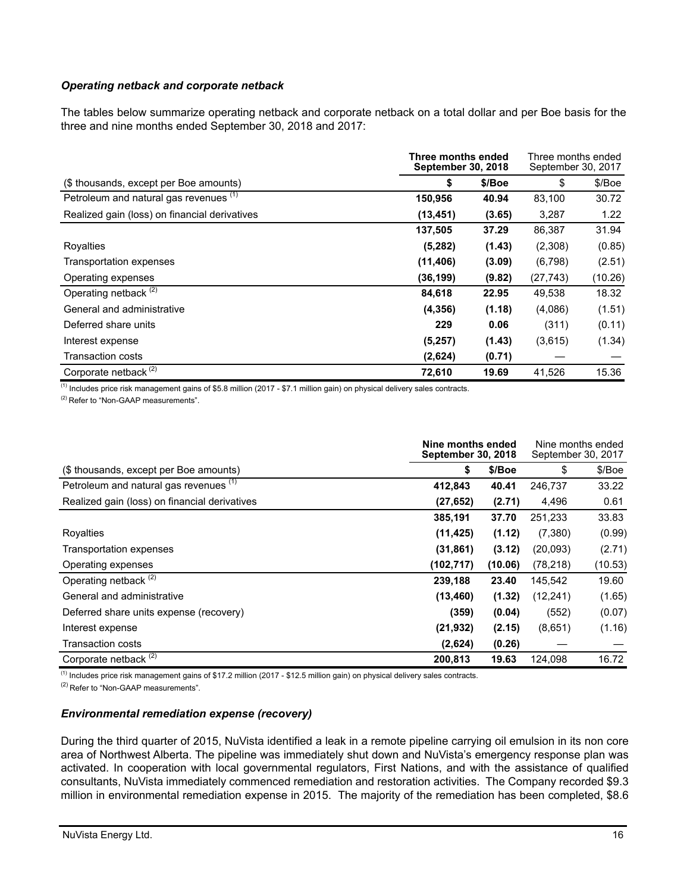### *Operating netback and corporate netback*

The tables below summarize operating netback and corporate netback on a total dollar and per Boe basis for the three and nine months ended September 30, 2018 and 2017:

| | **Three months ended September 30, 2018** | | Three months ended September 30, 2017 | |
|---|---|---|---|---|
| ($ thousands, except per Boe amounts) | **$** | **$/Boe** | $ | $/Boe |
| Petroleum and natural gas revenues [1] | **150,956** | **40.94** | 83,100 | 30.72 |
| Realized gain (loss) on financial derivatives | **(13,451)** | **(3.65)** | 3,287 | 1.22 |
| | **137,505** | **37.29** | 86,387 | 31.94 |
| Royalties | **(5,282)** | **(1.43)** | (2,308) | (0.85) |
| Transportation expenses | **(11,406)** | **(3.09)** | (6,798) | (2.51) |
| Operating expenses | **(36,199)** | **(9.82)** | (27,743) | (10.26) |
| Operating netback [2] | **84,618** | **22.95** | 49,538 | 18.32 |
| General and administrative | **(4,356)** | **(1.18)** | (4,086) | (1.51) |
| Deferred share units | **229** | **0.06** | (311) | (0.11) |
| Interest expense | **(5,257)** | **(1.43)** | (3,615) | (1.34) |
| Transaction costs | **(2,624)** | **(0.71)** | — | — |
| Corporate netback [2] | **72,610** | **19.69** | 41,526 | 15.36 |

[1] Includes price risk management gains of $5.8 million (2017 - $7.1 million gain) on physical delivery sales contracts.

[2] Refer to "Non-GAAP measurements".

| | **Nine months ended September 30, 2018** | | Nine months ended September 30, 2017 | |
|---|---|---|---|---|
| ($ thousands, except per Boe amounts) | **$** | **$/Boe** | $ | $/Boe |
| Petroleum and natural gas revenues [1] | **412,843** | **40.41** | 246,737 | 33.22 |
| Realized gain (loss) on financial derivatives | **(27,652)** | **(2.71)** | 4,496 | 0.61 |
| | **385,191** | **37.70** | 251,233 | 33.83 |
| Royalties | **(11,425)** | **(1.12)** | (7,380) | (0.99) |
| Transportation expenses | **(31,861)** | **(3.12)** | (20,093) | (2.71) |
| Operating expenses | **(102,717)** | **(10.06)** | (78,218) | (10.53) |
| Operating netback [2] | **239,188** | **23.40** | 145,542 | 19.60 |
| General and administrative | **(13,460)** | **(1.32)** | (12,241) | (1.65) |
| Deferred share units expense (recovery) | **(359)** | **(0.04)** | (552) | (0.07) |
| Interest expense | **(21,932)** | **(2.15)** | (8,651) | (1.16) |
| Transaction costs | **(2,624)** | **(0.26)** | — | — |
| Corporate netback [2] | **200,813** | **19.63** | 124,098 | 16.72 |

[1] Includes price risk management gains of $17.2 million (2017 - $12.5 million gain) on physical delivery sales contracts.

[2] Refer to "Non-GAAP measurements".

### *Environmental remediation expense (recovery)*

During the third quarter of 2015, NuVista identified a leak in a remote pipeline carrying oil emulsion in its non core area of Northwest Alberta. The pipeline was immediately shut down and NuVista's emergency response plan was activated. In cooperation with local governmental regulators, First Nations, and with the assistance of qualified consultants, NuVista immediately commenced remediation and restoration activities. The Company recorded $9.3 million in environmental remediation expense in 2015. The majority of the remediation has been completed, $8.6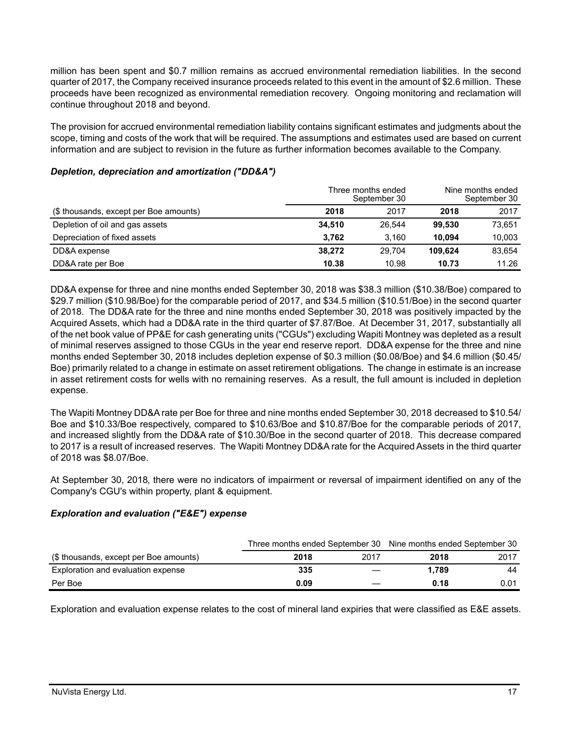million has been spent and $0.7 million remains as accrued environmental remediation liabilities. In the second quarter of 2017, the Company received insurance proceeds related to this event in the amount of $2.6 million. These proceeds have been recognized as environmental remediation recovery. Ongoing monitoring and reclamation will continue throughout 2018 and beyond.

The provision for accrued environmental remediation liability contains significant estimates and judgments about the scope, timing and costs of the work that will be required. The assumptions and estimates used are based on current information and are subject to revision in the future as further information becomes available to the Company.

### *Depletion, depreciation and amortization ("DD&A")*

| | Three months ended September 30 | | Nine months ended September 30 | |
|---|---|---|---|---|
| ($ thousands, except per Boe amounts) | **2018** | 2017 | **2018** | 2017 |
| Depletion of oil and gas assets | **34,510** | 26,544 | **99,530** | 73,651 |
| Depreciation of fixed assets | **3,762** | 3,160 | **10,094** | 10,003 |
| DD&A expense | **38,272** | 29,704 | **109,624** | 83,654 |
| DD&A rate per Boe | **10.38** | 10.98 | **10.73** | 11.26 |

DD&A expense for three and nine months ended September 30, 2018 was $38.3 million ($10.38/Boe) compared to $29.7 million ($10.98/Boe) for the comparable period of 2017, and $34.5 million ($10.51/Boe) in the second quarter of 2018. The DD&A rate for the three and nine months ended September 30, 2018 was positively impacted by the Acquired Assets, which had a DD&A rate in the third quarter of $7.87/Boe. At December 31, 2017, substantially all of the net book value of PP&E for cash generating units ("CGUs") excluding Wapiti Montney was depleted as a result of minimal reserves assigned to those CGUs in the year end reserve report. DD&A expense for the three and nine months ended September 30, 2018 includes depletion expense of $0.3 million ($0.08/Boe) and $4.6 million ($0.45/Boe) primarily related to a change in estimate on asset retirement obligations. The change in estimate is an increase in asset retirement costs for wells with no remaining reserves. As a result, the full amount is included in depletion expense.

The Wapiti Montney DD&A rate per Boe for three and nine months ended September 30, 2018 decreased to $10.54/Boe and $10.33/Boe respectively, compared to $10.63/Boe and $10.87/Boe for the comparable periods of 2017, and increased slightly from the DD&A rate of $10.30/Boe in the second quarter of 2018. This decrease compared to 2017 is a result of increased reserves. The Wapiti Montney DD&A rate for the Acquired Assets in the third quarter of 2018 was $8.07/Boe.

At September 30, 2018, there were no indicators of impairment or reversal of impairment identified on any of the Company's CGU's within property, plant & equipment.

### *Exploration and evaluation ("E&E") expense*

| | Three months ended September 30 | | Nine months ended September 30 | |
|---|---|---|---|---|
| ($ thousands, except per Boe amounts) | **2018** | 2017 | **2018** | 2017 |
| Exploration and evaluation expense | **335** | — | **1,789** | 44 |
| Per Boe | **0.09** | — | **0.18** | 0.01 |

Exploration and evaluation expense relates to the cost of mineral land expiries that were classified as E&E assets.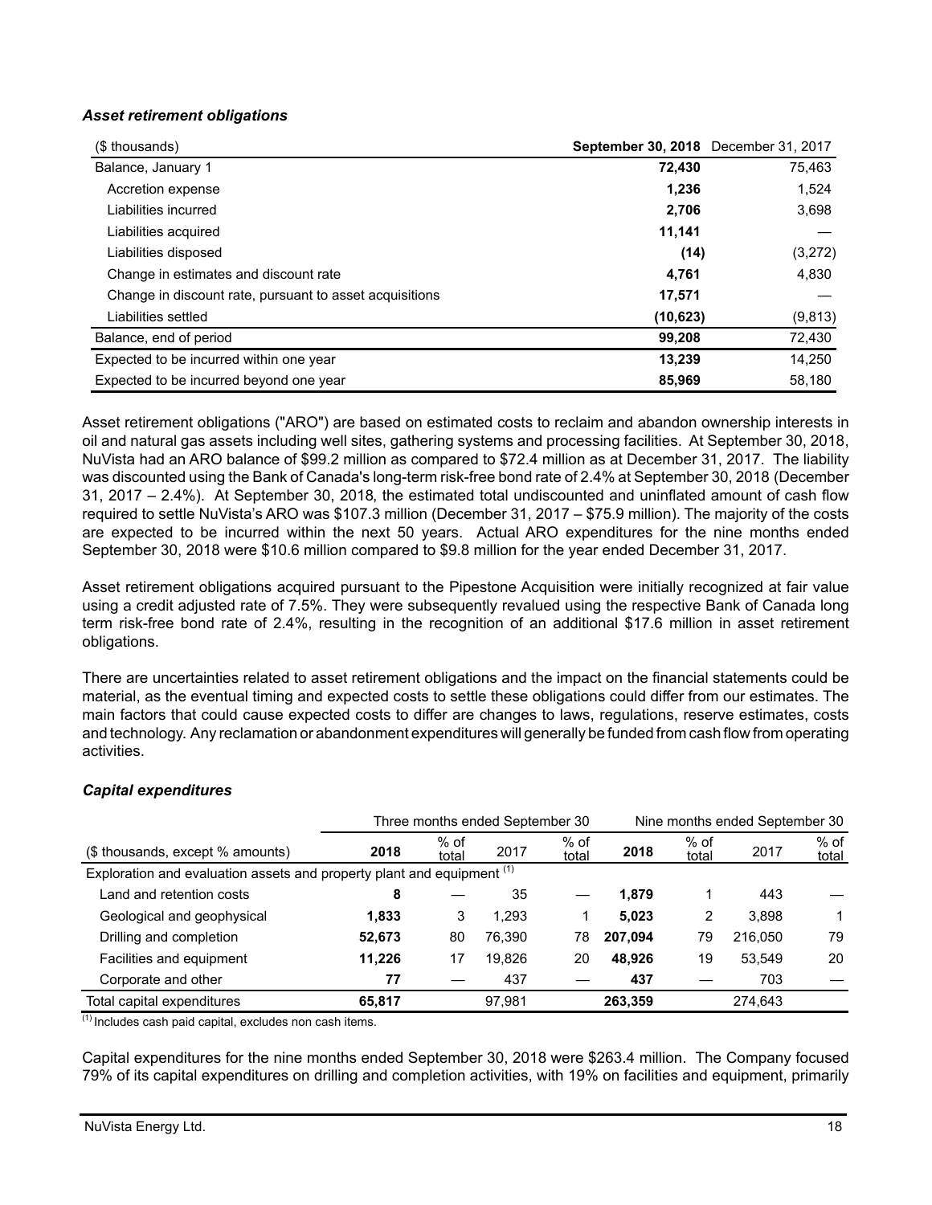### *Asset retirement obligations*

| ($ thousands) | **September 30, 2018** | December 31, 2017 |
|---|---|---|
| Balance, January 1 | **72,430** | 75,463 |
| Accretion expense | **1,236** | 1,524 |
| Liabilities incurred | **2,706** | 3,698 |
| Liabilities acquired | **11,141** | — |
| Liabilities disposed | **(14)** | (3,272) |
| Change in estimates and discount rate | **4,761** | 4,830 |
| Change in discount rate, pursuant to asset acquisitions | **17,571** | — |
| Liabilities settled | **(10,623)** | (9,813) |
| Balance, end of period | **99,208** | 72,430 |
| Expected to be incurred within one year | **13,239** | 14,250 |
| Expected to be incurred beyond one year | **85,969** | 58,180 |

Asset retirement obligations ("ARO") are based on estimated costs to reclaim and abandon ownership interests in oil and natural gas assets including well sites, gathering systems and processing facilities. At September 30, 2018, NuVista had an ARO balance of $99.2 million as compared to $72.4 million as at December 31, 2017. The liability was discounted using the Bank of Canada's long-term risk-free bond rate of 2.4% at September 30, 2018 (December 31, 2017 – 2.4%). At September 30, 2018, the estimated total undiscounted and uninflated amount of cash flow required to settle NuVista's ARO was $107.3 million (December 31, 2017 – $75.9 million). The majority of the costs are expected to be incurred within the next 50 years. Actual ARO expenditures for the nine months ended September 30, 2018 were $10.6 million compared to $9.8 million for the year ended December 31, 2017.

Asset retirement obligations acquired pursuant to the Pipestone Acquisition were initially recognized at fair value using a credit adjusted rate of 7.5%. They were subsequently revalued using the respective Bank of Canada long term risk-free bond rate of 2.4%, resulting in the recognition of an additional $17.6 million in asset retirement obligations.

There are uncertainties related to asset retirement obligations and the impact on the financial statements could be material, as the eventual timing and expected costs to settle these obligations could differ from our estimates. The main factors that could cause expected costs to differ are changes to laws, regulations, reserve estimates, costs and technology. Any reclamation or abandonment expenditures will generally be funded from cash flow from operating activities.

### *Capital expenditures*

| | Three months ended September 30 | | | | Nine months ended September 30 | | | |
|---|---|---|---|---|---|---|---|---|
| ($ thousands, except % amounts) | **2018** | % of total | 2017 | % of total | **2018** | % of total | 2017 | % of total |
| Exploration and evaluation assets and property plant and equipment [(1)] | | | | | | | | |
| Land and retention costs | **8** | — | 35 | — | **1,879** | 1 | 443 | — |
| Geological and geophysical | **1,833** | 3 | 1,293 | 1 | **5,023** | 2 | 3,898 | 1 |
| Drilling and completion | **52,673** | 80 | 76,390 | 78 | **207,094** | 79 | 216,050 | 79 |
| Facilities and equipment | **11,226** | 17 | 19,826 | 20 | **48,926** | 19 | 53,549 | 20 |
| Corporate and other | **77** | — | 437 | — | **437** | — | 703 | — |
| Total capital expenditures | **65,817** | | 97,981 | | **263,359** | | 274,643 | |

[(1)] Includes cash paid capital, excludes non cash items.

Capital expenditures for the nine months ended September 30, 2018 were $263.4 million. The Company focused 79% of its capital expenditures on drilling and completion activities, with 19% on facilities and equipment, primarily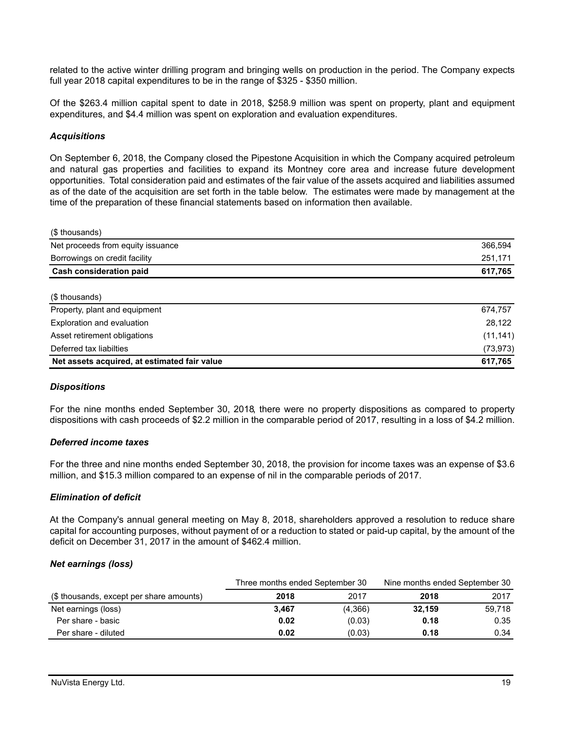related to the active winter drilling program and bringing wells on production in the period. The Company expects full year 2018 capital expenditures to be in the range of $325 - $350 million.

Of the $263.4 million capital spent to date in 2018, $258.9 million was spent on property, plant and equipment expenditures, and $4.4 million was spent on exploration and evaluation expenditures.

### *Acquisitions*

On September 6, 2018, the Company closed the Pipestone Acquisition in which the Company acquired petroleum and natural gas properties and facilities to expand its Montney core area and increase future development opportunities. Total consideration paid and estimates of the fair value of the assets acquired and liabilities assumed as of the date of the acquisition are set forth in the table below. The estimates were made by management at the time of the preparation of these financial statements based on information then available.

| ($ thousands) | |
|---|---|
| Net proceeds from equity issuance | 366,594 |
| Borrowings on credit facility | 251,171 |
| **Cash consideration paid** | **617,765** |

| ($ thousands) | |
|---|---|
| Property, plant and equipment | 674,757 |
| Exploration and evaluation | 28,122 |
| Asset retirement obligations | (11,141) |
| Deferred tax liabilties | (73,973) |
| **Net assets acquired, at estimated fair value** | **617,765** |

### *Dispositions*

For the nine months ended September 30, 2018, there were no property dispositions as compared to property dispositions with cash proceeds of $2.2 million in the comparable period of 2017, resulting in a loss of $4.2 million.

### *Deferred income taxes*

For the three and nine months ended September 30, 2018, the provision for income taxes was an expense of $3.6 million, and $15.3 million compared to an expense of nil in the comparable periods of 2017.

### *Elimination of deficit*

At the Company's annual general meeting on May 8, 2018, shareholders approved a resolution to reduce share capital for accounting purposes, without payment of or a reduction to stated or paid-up capital, by the amount of the deficit on December 31, 2017 in the amount of $462.4 million.

### *Net earnings (loss)*

| | Three months ended September 30 | | Nine months ended September 30 | |
|---|---|---|---|---|
| ($ thousands, except per share amounts) | **2018** | 2017 | **2018** | 2017 |
| Net earnings (loss) | **3,467** | (4,366) | **32,159** | 59,718 |
| Per share - basic | **0.02** | (0.03) | **0.18** | 0.35 |
| Per share - diluted | **0.02** | (0.03) | **0.18** | 0.34 |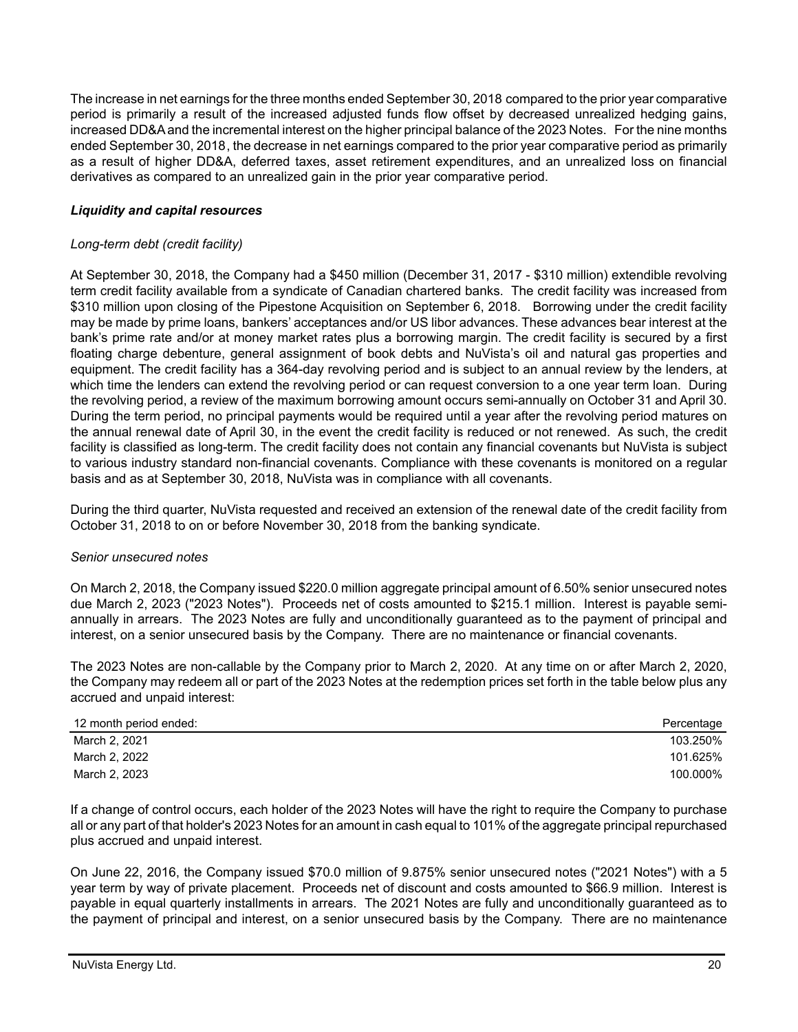The increase in net earnings for the three months ended September 30, 2018 compared to the prior year comparative period is primarily a result of the increased adjusted funds flow offset by decreased unrealized hedging gains, increased DD&A and the incremental interest on the higher principal balance of the 2023 Notes. For the nine months ended September 30, 2018, the decrease in net earnings compared to the prior year comparative period as primarily as a result of higher DD&A, deferred taxes, asset retirement expenditures, and an unrealized loss on financial derivatives as compared to an unrealized gain in the prior year comparative period.

### *Liquidity and capital resources*

*Long-term debt (credit facility)*

At September 30, 2018, the Company had a $450 million (December 31, 2017 - $310 million) extendible revolving term credit facility available from a syndicate of Canadian chartered banks. The credit facility was increased from $310 million upon closing of the Pipestone Acquisition on September 6, 2018. Borrowing under the credit facility may be made by prime loans, bankers' acceptances and/or US libor advances. These advances bear interest at the bank's prime rate and/or at money market rates plus a borrowing margin. The credit facility is secured by a first floating charge debenture, general assignment of book debts and NuVista's oil and natural gas properties and equipment. The credit facility has a 364-day revolving period and is subject to an annual review by the lenders, at which time the lenders can extend the revolving period or can request conversion to a one year term loan. During the revolving period, a review of the maximum borrowing amount occurs semi-annually on October 31 and April 30. During the term period, no principal payments would be required until a year after the revolving period matures on the annual renewal date of April 30, in the event the credit facility is reduced or not renewed. As such, the credit facility is classified as long-term. The credit facility does not contain any financial covenants but NuVista is subject to various industry standard non-financial covenants. Compliance with these covenants is monitored on a regular basis and as at September 30, 2018, NuVista was in compliance with all covenants.

During the third quarter, NuVista requested and received an extension of the renewal date of the credit facility from October 31, 2018 to on or before November 30, 2018 from the banking syndicate.

*Senior unsecured notes*

On March 2, 2018, the Company issued $220.0 million aggregate principal amount of 6.50% senior unsecured notes due March 2, 2023 ("2023 Notes"). Proceeds net of costs amounted to $215.1 million. Interest is payable semi-annually in arrears. The 2023 Notes are fully and unconditionally guaranteed as to the payment of principal and interest, on a senior unsecured basis by the Company. There are no maintenance or financial covenants.

The 2023 Notes are non-callable by the Company prior to March 2, 2020. At any time on or after March 2, 2020, the Company may redeem all or part of the 2023 Notes at the redemption prices set forth in the table below plus any accrued and unpaid interest:

| 12 month period ended: | Percentage |
|---|---|
| March 2, 2021 | 103.250% |
| March 2, 2022 | 101.625% |
| March 2, 2023 | 100.000% |

If a change of control occurs, each holder of the 2023 Notes will have the right to require the Company to purchase all or any part of that holder's 2023 Notes for an amount in cash equal to 101% of the aggregate principal repurchased plus accrued and unpaid interest.

On June 22, 2016, the Company issued $70.0 million of 9.875% senior unsecured notes ("2021 Notes") with a 5 year term by way of private placement. Proceeds net of discount and costs amounted to $66.9 million. Interest is payable in equal quarterly installments in arrears. The 2021 Notes are fully and unconditionally guaranteed as to the payment of principal and interest, on a senior unsecured basis by the Company. There are no maintenance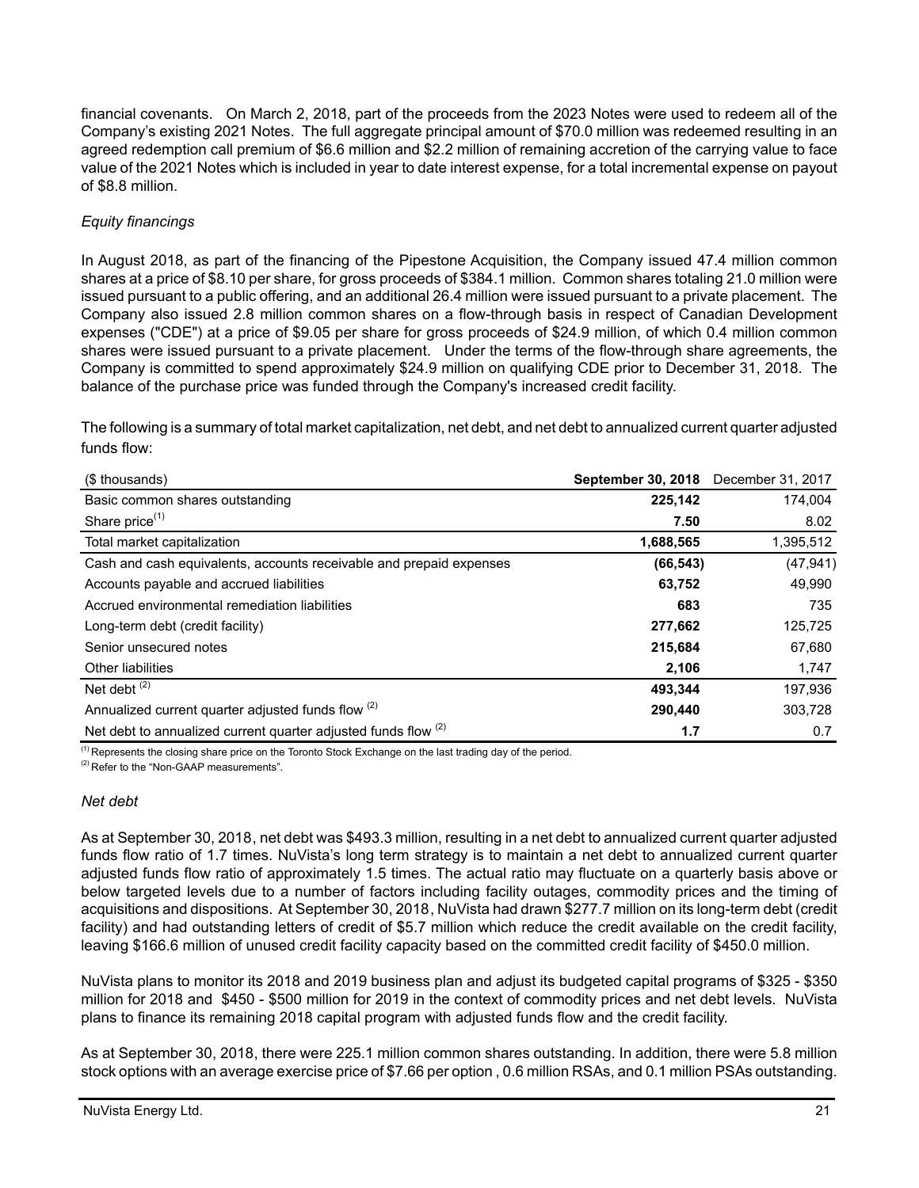financial covenants. On March 2, 2018, part of the proceeds from the 2023 Notes were used to redeem all of the Company's existing 2021 Notes. The full aggregate principal amount of $70.0 million was redeemed resulting in an agreed redemption call premium of $6.6 million and $2.2 million of remaining accretion of the carrying value to face value of the 2021 Notes which is included in year to date interest expense, for a total incremental expense on payout of $8.8 million.

*Equity financings*

In August 2018, as part of the financing of the Pipestone Acquisition, the Company issued 47.4 million common shares at a price of $8.10 per share, for gross proceeds of $384.1 million. Common shares totaling 21.0 million were issued pursuant to a public offering, and an additional 26.4 million were issued pursuant to a private placement. The Company also issued 2.8 million common shares on a flow-through basis in respect of Canadian Development expenses ("CDE") at a price of $9.05 per share for gross proceeds of $24.9 million, of which 0.4 million common shares were issued pursuant to a private placement. Under the terms of the flow-through share agreements, the Company is committed to spend approximately $24.9 million on qualifying CDE prior to December 31, 2018. The balance of the purchase price was funded through the Company's increased credit facility.

The following is a summary of total market capitalization, net debt, and net debt to annualized current quarter adjusted funds flow:

| ($ thousands) | **September 30, 2018** | December 31, 2017 |
|---|---|---|
| Basic common shares outstanding | **225,142** | 174,004 |
| Share price[(1)] | **7.50** | 8.02 |
| Total market capitalization | **1,688,565** | 1,395,512 |
| Cash and cash equivalents, accounts receivable and prepaid expenses | **(66,543)** | (47,941) |
| Accounts payable and accrued liabilities | **63,752** | 49,990 |
| Accrued environmental remediation liabilities | **683** | 735 |
| Long-term debt (credit facility) | **277,662** | 125,725 |
| Senior unsecured notes | **215,684** | 67,680 |
| Other liabilities | **2,106** | 1,747 |
| Net debt [(2)] | **493,344** | 197,936 |
| Annualized current quarter adjusted funds flow [(2)] | **290,440** | 303,728 |
| Net debt to annualized current quarter adjusted funds flow [(2)] | **1.7** | 0.7 |

[(1)] Represents the closing share price on the Toronto Stock Exchange on the last trading day of the period.
[(2)] Refer to the "Non-GAAP measurements".

*Net debt*

As at September 30, 2018, net debt was $493.3 million, resulting in a net debt to annualized current quarter adjusted funds flow ratio of 1.7 times. NuVista's long term strategy is to maintain a net debt to annualized current quarter adjusted funds flow ratio of approximately 1.5 times. The actual ratio may fluctuate on a quarterly basis above or below targeted levels due to a number of factors including facility outages, commodity prices and the timing of acquisitions and dispositions. At September 30, 2018, NuVista had drawn $277.7 million on its long-term debt (credit facility) and had outstanding letters of credit of $5.7 million which reduce the credit available on the credit facility, leaving $166.6 million of unused credit facility capacity based on the committed credit facility of $450.0 million.

NuVista plans to monitor its 2018 and 2019 business plan and adjust its budgeted capital programs of $325 - $350 million for 2018 and $450 - $500 million for 2019 in the context of commodity prices and net debt levels. NuVista plans to finance its remaining 2018 capital program with adjusted funds flow and the credit facility.

As at September 30, 2018, there were 225.1 million common shares outstanding. In addition, there were 5.8 million stock options with an average exercise price of $7.66 per option , 0.6 million RSAs, and 0.1 million PSAs outstanding.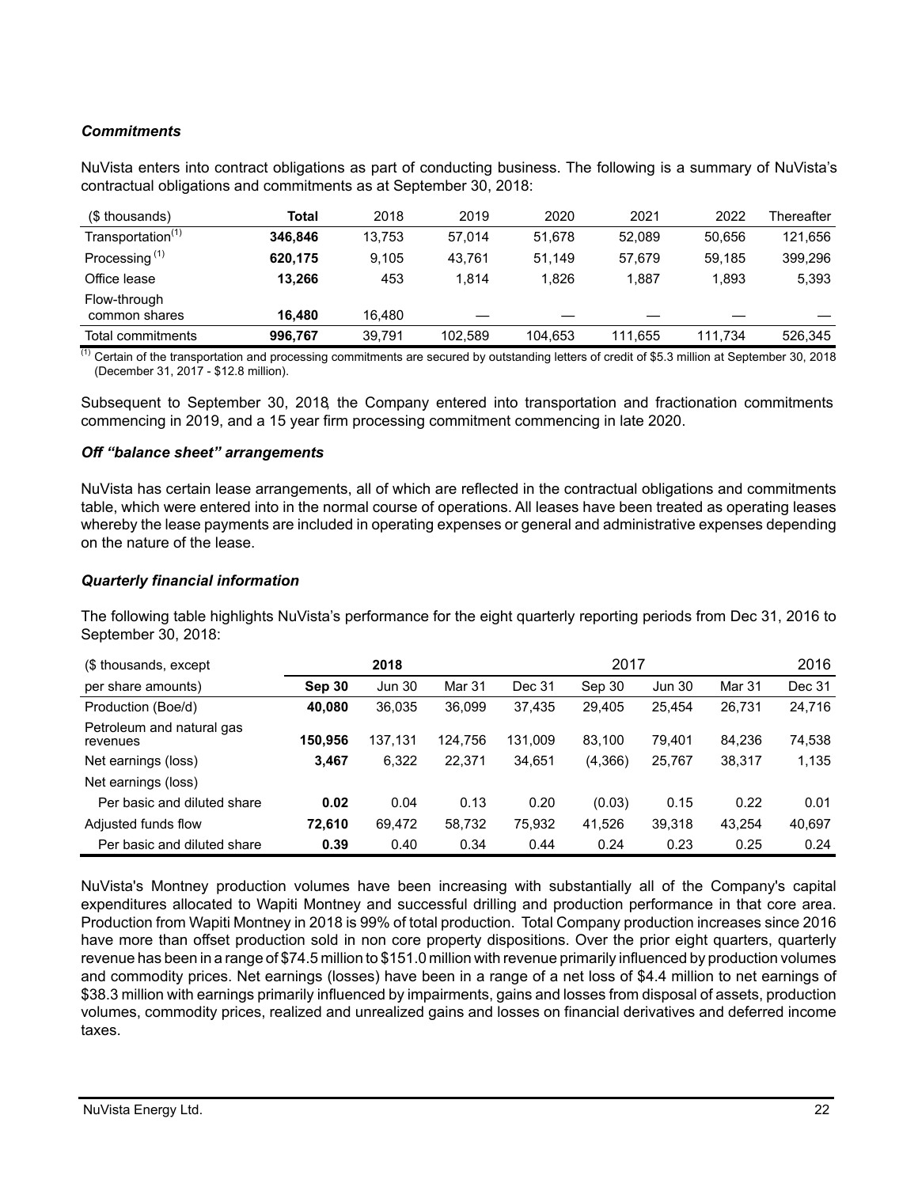### *Commitments*

NuVista enters into contract obligations as part of conducting business. The following is a summary of NuVista's contractual obligations and commitments as at September 30, 2018:

| ($ thousands) | **Total** | 2018 | 2019 | 2020 | 2021 | 2022 | Thereafter |
|---|---|---|---|---|---|---|---|
| Transportation[(1)] | **346,846** | 13,753 | 57,014 | 51,678 | 52,089 | 50,656 | 121,656 |
| Processing [(1)] | **620,175** | 9,105 | 43,761 | 51,149 | 57,679 | 59,185 | 399,296 |
| Office lease | **13,266** | 453 | 1,814 | 1,826 | 1,887 | 1,893 | 5,393 |
| Flow-through common shares | **16,480** | 16,480 | — | — | — | — | — |
| Total commitments | **996,767** | 39,791 | 102,589 | 104,653 | 111,655 | 111,734 | 526,345 |

[(1)] Certain of the transportation and processing commitments are secured by outstanding letters of credit of $5.3 million at September 30, 2018 (December 31, 2017 - $12.8 million).

Subsequent to September 30, 2018, the Company entered into transportation and fractionation commitments commencing in 2019, and a 15 year firm processing commitment commencing in late 2020.

### *Off "balance sheet" arrangements*

NuVista has certain lease arrangements, all of which are reflected in the contractual obligations and commitments table, which were entered into in the normal course of operations. All leases have been treated as operating leases whereby the lease payments are included in operating expenses or general and administrative expenses depending on the nature of the lease.

### *Quarterly financial information*

The following table highlights NuVista's performance for the eight quarterly reporting periods from Dec 31, 2016 to September 30, 2018:

| ($ thousands, except | **2018** | | | 2017 | | | | 2016 |
|---|---|---|---|---|---|---|---|---|
| per share amounts) | **Sep 30** | Jun 30 | Mar 31 | Dec 31 | Sep 30 | Jun 30 | Mar 31 | Dec 31 |
| Production (Boe/d) | **40,080** | 36,035 | 36,099 | 37,435 | 29,405 | 25,454 | 26,731 | 24,716 |
| Petroleum and natural gas revenues | **150,956** | 137,131 | 124,756 | 131,009 | 83,100 | 79,401 | 84,236 | 74,538 |
| Net earnings (loss) | **3,467** | 6,322 | 22,371 | 34,651 | (4,366) | 25,767 | 38,317 | 1,135 |
| Net earnings (loss) | | | | | | | | |
| Per basic and diluted share | **0.02** | 0.04 | 0.13 | 0.20 | (0.03) | 0.15 | 0.22 | 0.01 |
| Adjusted funds flow | **72,610** | 69,472 | 58,732 | 75,932 | 41,526 | 39,318 | 43,254 | 40,697 |
| Per basic and diluted share | **0.39** | 0.40 | 0.34 | 0.44 | 0.24 | 0.23 | 0.25 | 0.24 |

NuVista's Montney production volumes have been increasing with substantially all of the Company's capital expenditures allocated to Wapiti Montney and successful drilling and production performance in that core area. Production from Wapiti Montney in 2018 is 99% of total production. Total Company production increases since 2016 have more than offset production sold in non core property dispositions. Over the prior eight quarters, quarterly revenue has been in a range of $74.5 million to $151.0 million with revenue primarily influenced by production volumes and commodity prices. Net earnings (losses) have been in a range of a net loss of $4.4 million to net earnings of $38.3 million with earnings primarily influenced by impairments, gains and losses from disposal of assets, production volumes, commodity prices, realized and unrealized gains and losses on financial derivatives and deferred income taxes.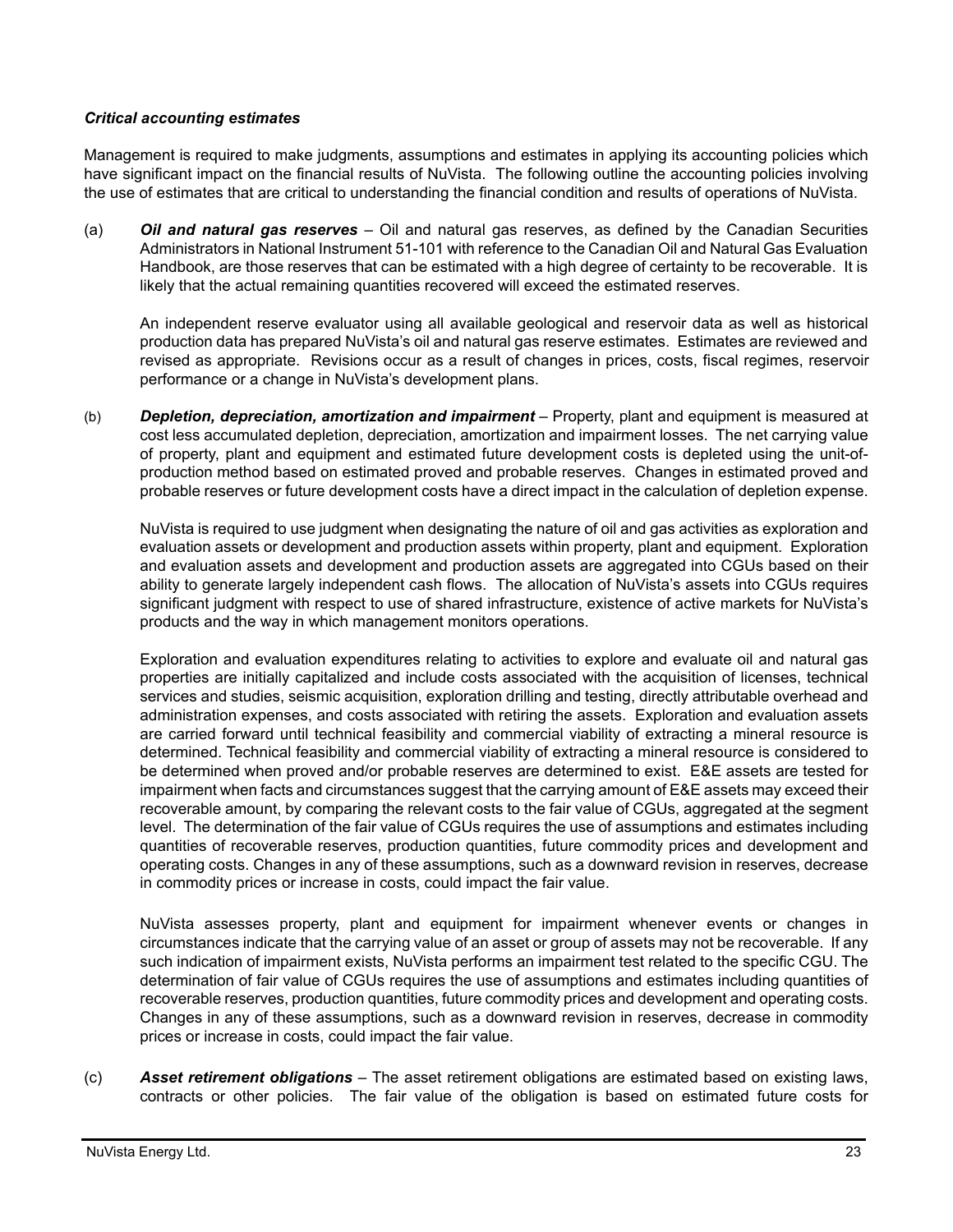***Critical accounting estimates***

Management is required to make judgments, assumptions and estimates in applying its accounting policies which have significant impact on the financial results of NuVista. The following outline the accounting policies involving the use of estimates that are critical to understanding the financial condition and results of operations of NuVista.

(a) ***Oil and natural gas reserves*** – Oil and natural gas reserves, as defined by the Canadian Securities Administrators in National Instrument 51-101 with reference to the Canadian Oil and Natural Gas Evaluation Handbook, are those reserves that can be estimated with a high degree of certainty to be recoverable. It is likely that the actual remaining quantities recovered will exceed the estimated reserves.

An independent reserve evaluator using all available geological and reservoir data as well as historical production data has prepared NuVista's oil and natural gas reserve estimates. Estimates are reviewed and revised as appropriate. Revisions occur as a result of changes in prices, costs, fiscal regimes, reservoir performance or a change in NuVista's development plans.

(b) ***Depletion, depreciation, amortization and impairment*** – Property, plant and equipment is measured at cost less accumulated depletion, depreciation, amortization and impairment losses. The net carrying value of property, plant and equipment and estimated future development costs is depleted using the unit-of-production method based on estimated proved and probable reserves. Changes in estimated proved and probable reserves or future development costs have a direct impact in the calculation of depletion expense.

NuVista is required to use judgment when designating the nature of oil and gas activities as exploration and evaluation assets or development and production assets within property, plant and equipment. Exploration and evaluation assets and development and production assets are aggregated into CGUs based on their ability to generate largely independent cash flows. The allocation of NuVista's assets into CGUs requires significant judgment with respect to use of shared infrastructure, existence of active markets for NuVista's products and the way in which management monitors operations.

Exploration and evaluation expenditures relating to activities to explore and evaluate oil and natural gas properties are initially capitalized and include costs associated with the acquisition of licenses, technical services and studies, seismic acquisition, exploration drilling and testing, directly attributable overhead and administration expenses, and costs associated with retiring the assets. Exploration and evaluation assets are carried forward until technical feasibility and commercial viability of extracting a mineral resource is determined. Technical feasibility and commercial viability of extracting a mineral resource is considered to be determined when proved and/or probable reserves are determined to exist. E&E assets are tested for impairment when facts and circumstances suggest that the carrying amount of E&E assets may exceed their recoverable amount, by comparing the relevant costs to the fair value of CGUs, aggregated at the segment level. The determination of the fair value of CGUs requires the use of assumptions and estimates including quantities of recoverable reserves, production quantities, future commodity prices and development and operating costs. Changes in any of these assumptions, such as a downward revision in reserves, decrease in commodity prices or increase in costs, could impact the fair value.

NuVista assesses property, plant and equipment for impairment whenever events or changes in circumstances indicate that the carrying value of an asset or group of assets may not be recoverable. If any such indication of impairment exists, NuVista performs an impairment test related to the specific CGU. The determination of fair value of CGUs requires the use of assumptions and estimates including quantities of recoverable reserves, production quantities, future commodity prices and development and operating costs. Changes in any of these assumptions, such as a downward revision in reserves, decrease in commodity prices or increase in costs, could impact the fair value.

(c) ***Asset retirement obligations*** – The asset retirement obligations are estimated based on existing laws, contracts or other policies. The fair value of the obligation is based on estimated future costs for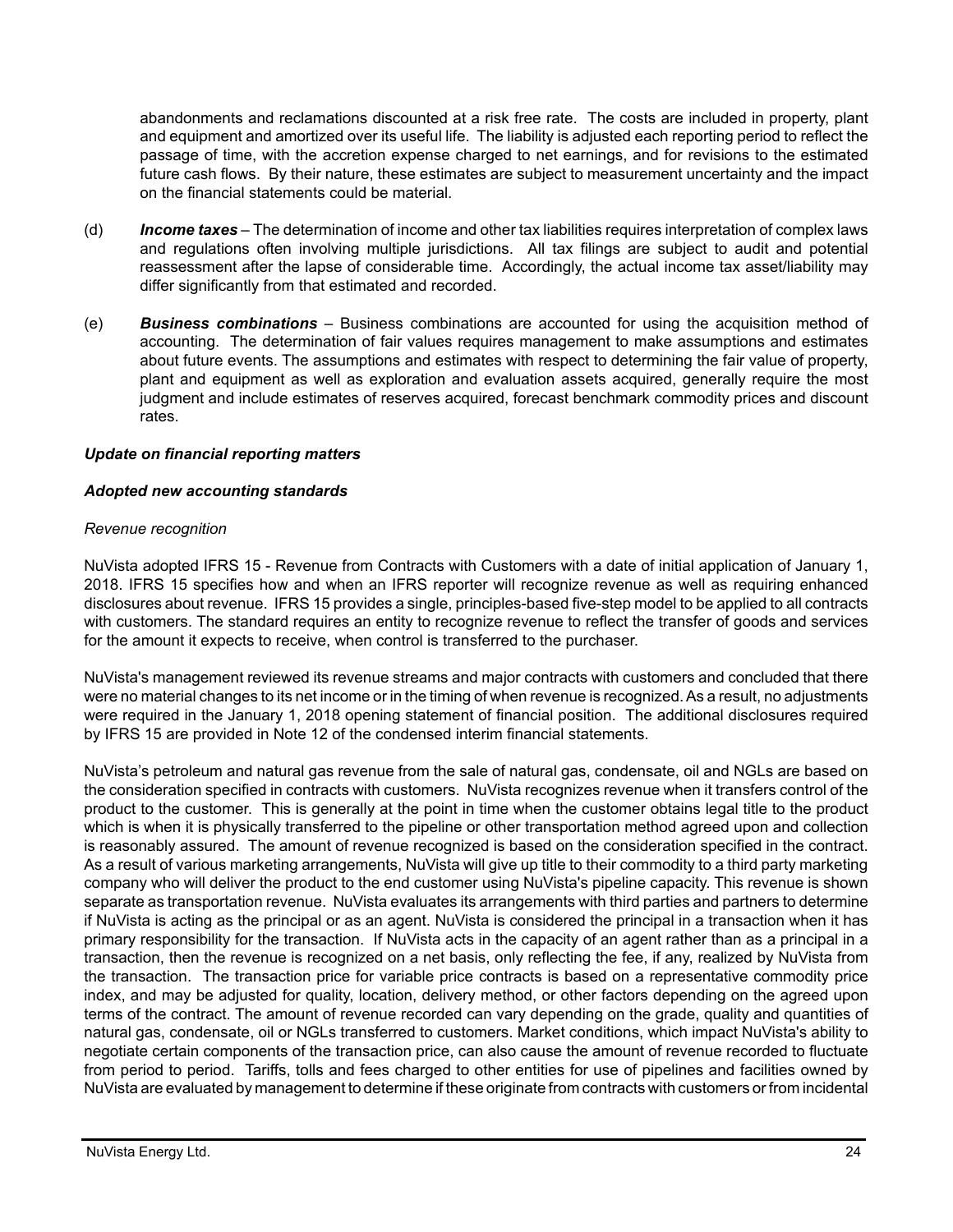abandonments and reclamations discounted at a risk free rate. The costs are included in property, plant and equipment and amortized over its useful life. The liability is adjusted each reporting period to reflect the passage of time, with the accretion expense charged to net earnings, and for revisions to the estimated future cash flows. By their nature, these estimates are subject to measurement uncertainty and the impact on the financial statements could be material.

(d) ***Income taxes*** – The determination of income and other tax liabilities requires interpretation of complex laws and regulations often involving multiple jurisdictions. All tax filings are subject to audit and potential reassessment after the lapse of considerable time. Accordingly, the actual income tax asset/liability may differ significantly from that estimated and recorded.

(e) ***Business combinations*** – Business combinations are accounted for using the acquisition method of accounting. The determination of fair values requires management to make assumptions and estimates about future events. The assumptions and estimates with respect to determining the fair value of property, plant and equipment as well as exploration and evaluation assets acquired, generally require the most judgment and include estimates of reserves acquired, forecast benchmark commodity prices and discount rates.

***Update on financial reporting matters***

***Adopted new accounting standards***

*Revenue recognition*

NuVista adopted IFRS 15 - Revenue from Contracts with Customers with a date of initial application of January 1, 2018. IFRS 15 specifies how and when an IFRS reporter will recognize revenue as well as requiring enhanced disclosures about revenue. IFRS 15 provides a single, principles-based five-step model to be applied to all contracts with customers. The standard requires an entity to recognize revenue to reflect the transfer of goods and services for the amount it expects to receive, when control is transferred to the purchaser.

NuVista's management reviewed its revenue streams and major contracts with customers and concluded that there were no material changes to its net income or in the timing of when revenue is recognized. As a result, no adjustments were required in the January 1, 2018 opening statement of financial position. The additional disclosures required by IFRS 15 are provided in Note 12 of the condensed interim financial statements.

NuVista's petroleum and natural gas revenue from the sale of natural gas, condensate, oil and NGLs are based on the consideration specified in contracts with customers. NuVista recognizes revenue when it transfers control of the product to the customer. This is generally at the point in time when the customer obtains legal title to the product which is when it is physically transferred to the pipeline or other transportation method agreed upon and collection is reasonably assured. The amount of revenue recognized is based on the consideration specified in the contract. As a result of various marketing arrangements, NuVista will give up title to their commodity to a third party marketing company who will deliver the product to the end customer using NuVista's pipeline capacity. This revenue is shown separate as transportation revenue. NuVista evaluates its arrangements with third parties and partners to determine if NuVista is acting as the principal or as an agent. NuVista is considered the principal in a transaction when it has primary responsibility for the transaction. If NuVista acts in the capacity of an agent rather than as a principal in a transaction, then the revenue is recognized on a net basis, only reflecting the fee, if any, realized by NuVista from the transaction. The transaction price for variable price contracts is based on a representative commodity price index, and may be adjusted for quality, location, delivery method, or other factors depending on the agreed upon terms of the contract. The amount of revenue recorded can vary depending on the grade, quality and quantities of natural gas, condensate, oil or NGLs transferred to customers. Market conditions, which impact NuVista's ability to negotiate certain components of the transaction price, can also cause the amount of revenue recorded to fluctuate from period to period. Tariffs, tolls and fees charged to other entities for use of pipelines and facilities owned by NuVista are evaluated by management to determine if these originate from contracts with customers or from incidental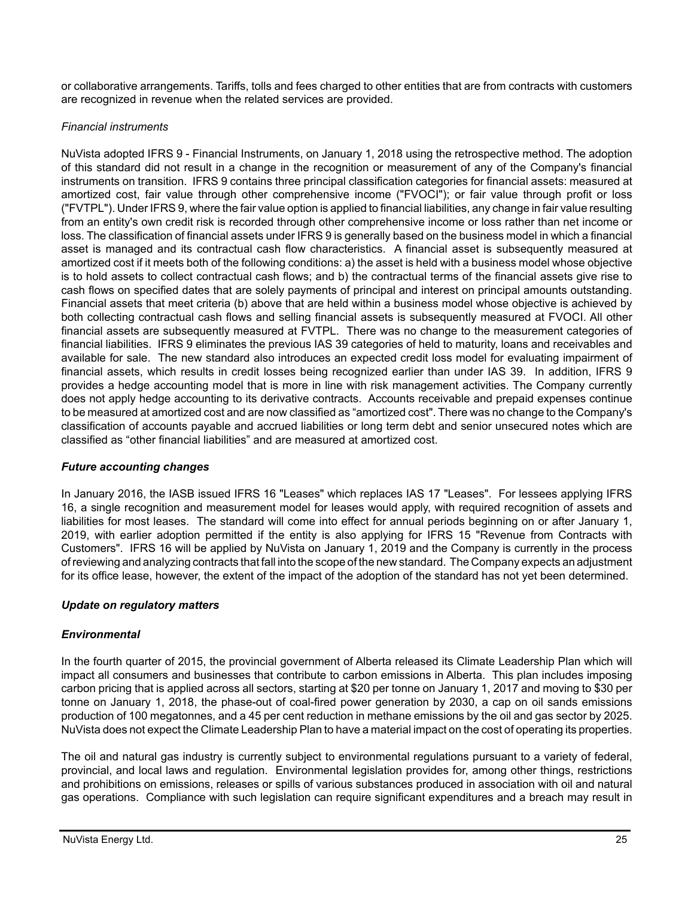or collaborative arrangements. Tariffs, tolls and fees charged to other entities that are from contracts with customers are recognized in revenue when the related services are provided.

*Financial instruments*

NuVista adopted IFRS 9 - Financial Instruments, on January 1, 2018 using the retrospective method. The adoption of this standard did not result in a change in the recognition or measurement of any of the Company's financial instruments on transition. IFRS 9 contains three principal classification categories for financial assets: measured at amortized cost, fair value through other comprehensive income ("FVOCI"); or fair value through profit or loss ("FVTPL"). Under IFRS 9, where the fair value option is applied to financial liabilities, any change in fair value resulting from an entity's own credit risk is recorded through other comprehensive income or loss rather than net income or loss. The classification of financial assets under IFRS 9 is generally based on the business model in which a financial asset is managed and its contractual cash flow characteristics. A financial asset is subsequently measured at amortized cost if it meets both of the following conditions: a) the asset is held with a business model whose objective is to hold assets to collect contractual cash flows; and b) the contractual terms of the financial assets give rise to cash flows on specified dates that are solely payments of principal and interest on principal amounts outstanding. Financial assets that meet criteria (b) above that are held within a business model whose objective is achieved by both collecting contractual cash flows and selling financial assets is subsequently measured at FVOCI. All other financial assets are subsequently measured at FVTPL. There was no change to the measurement categories of financial liabilities. IFRS 9 eliminates the previous IAS 39 categories of held to maturity, loans and receivables and available for sale. The new standard also introduces an expected credit loss model for evaluating impairment of financial assets, which results in credit losses being recognized earlier than under IAS 39. In addition, IFRS 9 provides a hedge accounting model that is more in line with risk management activities. The Company currently does not apply hedge accounting to its derivative contracts. Accounts receivable and prepaid expenses continue to be measured at amortized cost and are now classified as "amortized cost". There was no change to the Company's classification of accounts payable and accrued liabilities or long term debt and senior unsecured notes which are classified as "other financial liabilities" and are measured at amortized cost.

***Future accounting changes***

In January 2016, the IASB issued IFRS 16 "Leases" which replaces IAS 17 "Leases". For lessees applying IFRS 16, a single recognition and measurement model for leases would apply, with required recognition of assets and liabilities for most leases. The standard will come into effect for annual periods beginning on or after January 1, 2019, with earlier adoption permitted if the entity is also applying for IFRS 15 "Revenue from Contracts with Customers". IFRS 16 will be applied by NuVista on January 1, 2019 and the Company is currently in the process of reviewing and analyzing contracts that fall into the scope of the new standard. The Company expects an adjustment for its office lease, however, the extent of the impact of the adoption of the standard has not yet been determined.

***Update on regulatory matters***

***Environmental***

In the fourth quarter of 2015, the provincial government of Alberta released its Climate Leadership Plan which will impact all consumers and businesses that contribute to carbon emissions in Alberta. This plan includes imposing carbon pricing that is applied across all sectors, starting at $20 per tonne on January 1, 2017 and moving to $30 per tonne on January 1, 2018, the phase-out of coal-fired power generation by 2030, a cap on oil sands emissions production of 100 megatonnes, and a 45 per cent reduction in methane emissions by the oil and gas sector by 2025. NuVista does not expect the Climate Leadership Plan to have a material impact on the cost of operating its properties.

The oil and natural gas industry is currently subject to environmental regulations pursuant to a variety of federal, provincial, and local laws and regulation. Environmental legislation provides for, among other things, restrictions and prohibitions on emissions, releases or spills of various substances produced in association with oil and natural gas operations. Compliance with such legislation can require significant expenditures and a breach may result in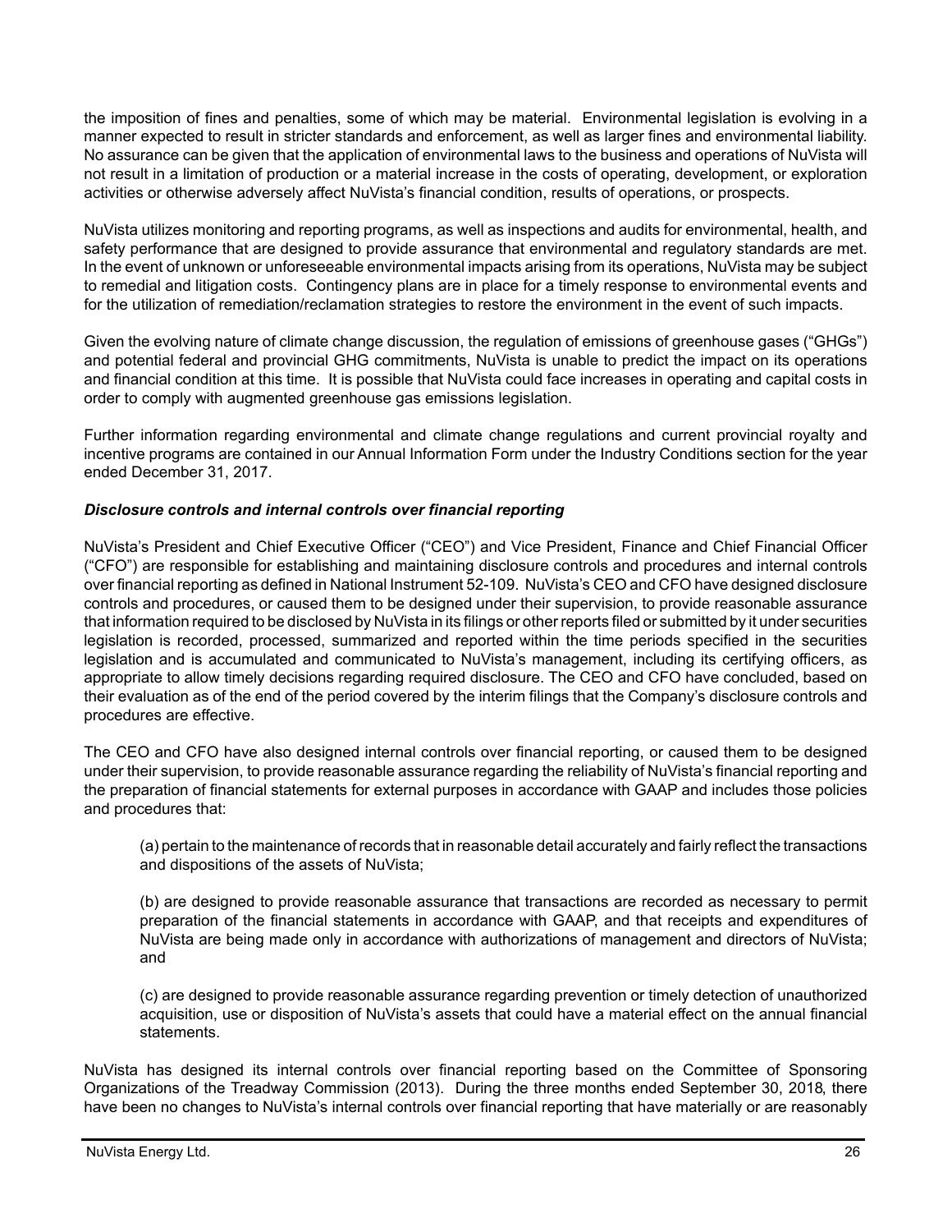the imposition of fines and penalties, some of which may be material. Environmental legislation is evolving in a manner expected to result in stricter standards and enforcement, as well as larger fines and environmental liability. No assurance can be given that the application of environmental laws to the business and operations of NuVista will not result in a limitation of production or a material increase in the costs of operating, development, or exploration activities or otherwise adversely affect NuVista's financial condition, results of operations, or prospects.

NuVista utilizes monitoring and reporting programs, as well as inspections and audits for environmental, health, and safety performance that are designed to provide assurance that environmental and regulatory standards are met. In the event of unknown or unforeseeable environmental impacts arising from its operations, NuVista may be subject to remedial and litigation costs. Contingency plans are in place for a timely response to environmental events and for the utilization of remediation/reclamation strategies to restore the environment in the event of such impacts.

Given the evolving nature of climate change discussion, the regulation of emissions of greenhouse gases ("GHGs") and potential federal and provincial GHG commitments, NuVista is unable to predict the impact on its operations and financial condition at this time. It is possible that NuVista could face increases in operating and capital costs in order to comply with augmented greenhouse gas emissions legislation.

Further information regarding environmental and climate change regulations and current provincial royalty and incentive programs are contained in our Annual Information Form under the Industry Conditions section for the year ended December 31, 2017.

***Disclosure controls and internal controls over financial reporting***

NuVista's President and Chief Executive Officer ("CEO") and Vice President, Finance and Chief Financial Officer ("CFO") are responsible for establishing and maintaining disclosure controls and procedures and internal controls over financial reporting as defined in National Instrument 52-109. NuVista's CEO and CFO have designed disclosure controls and procedures, or caused them to be designed under their supervision, to provide reasonable assurance that information required to be disclosed by NuVista in its filings or other reports filed or submitted by it under securities legislation is recorded, processed, summarized and reported within the time periods specified in the securities legislation and is accumulated and communicated to NuVista's management, including its certifying officers, as appropriate to allow timely decisions regarding required disclosure. The CEO and CFO have concluded, based on their evaluation as of the end of the period covered by the interim filings that the Company's disclosure controls and procedures are effective.

The CEO and CFO have also designed internal controls over financial reporting, or caused them to be designed under their supervision, to provide reasonable assurance regarding the reliability of NuVista's financial reporting and the preparation of financial statements for external purposes in accordance with GAAP and includes those policies and procedures that:

(a) pertain to the maintenance of records that in reasonable detail accurately and fairly reflect the transactions and dispositions of the assets of NuVista;

(b) are designed to provide reasonable assurance that transactions are recorded as necessary to permit preparation of the financial statements in accordance with GAAP, and that receipts and expenditures of NuVista are being made only in accordance with authorizations of management and directors of NuVista; and

(c) are designed to provide reasonable assurance regarding prevention or timely detection of unauthorized acquisition, use or disposition of NuVista's assets that could have a material effect on the annual financial statements.

NuVista has designed its internal controls over financial reporting based on the Committee of Sponsoring Organizations of the Treadway Commission (2013). During the three months ended September 30, 2018, there have been no changes to NuVista's internal controls over financial reporting that have materially or are reasonably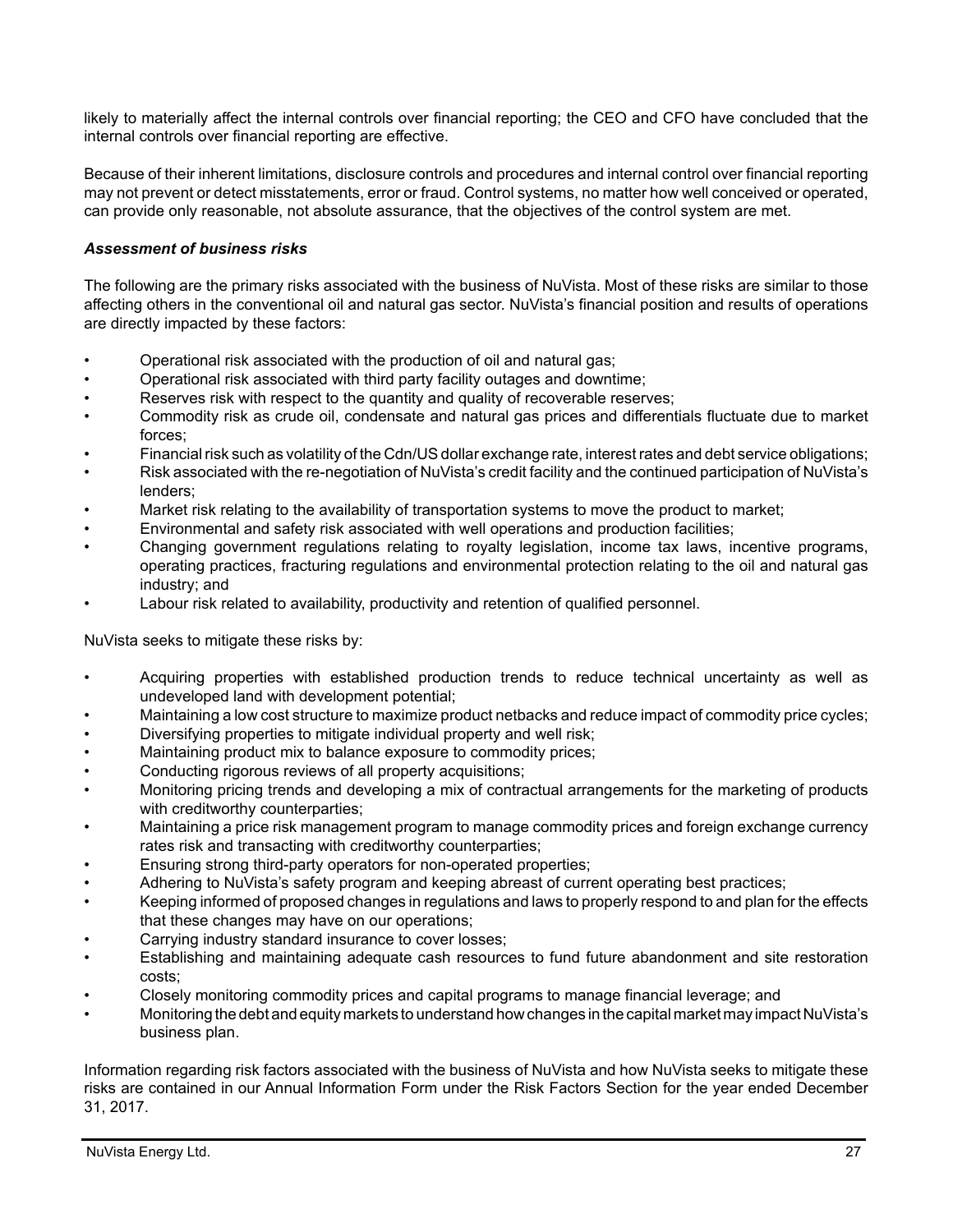likely to materially affect the internal controls over financial reporting; the CEO and CFO have concluded that the internal controls over financial reporting are effective.

Because of their inherent limitations, disclosure controls and procedures and internal control over financial reporting may not prevent or detect misstatements, error or fraud. Control systems, no matter how well conceived or operated, can provide only reasonable, not absolute assurance, that the objectives of the control system are met.

***Assessment of business risks***

The following are the primary risks associated with the business of NuVista. Most of these risks are similar to those affecting others in the conventional oil and natural gas sector. NuVista's financial position and results of operations are directly impacted by these factors:

- Operational risk associated with the production of oil and natural gas;
- Operational risk associated with third party facility outages and downtime;
- Reserves risk with respect to the quantity and quality of recoverable reserves;
- Commodity risk as crude oil, condensate and natural gas prices and differentials fluctuate due to market forces;
- Financial risk such as volatility of the Cdn/US dollar exchange rate, interest rates and debt service obligations;
- Risk associated with the re-negotiation of NuVista's credit facility and the continued participation of NuVista's lenders;
- Market risk relating to the availability of transportation systems to move the product to market;
- Environmental and safety risk associated with well operations and production facilities;
- Changing government regulations relating to royalty legislation, income tax laws, incentive programs, operating practices, fracturing regulations and environmental protection relating to the oil and natural gas industry; and
- Labour risk related to availability, productivity and retention of qualified personnel.

NuVista seeks to mitigate these risks by:

- Acquiring properties with established production trends to reduce technical uncertainty as well as undeveloped land with development potential;
- Maintaining a low cost structure to maximize product netbacks and reduce impact of commodity price cycles;
- Diversifying properties to mitigate individual property and well risk;
- Maintaining product mix to balance exposure to commodity prices;
- Conducting rigorous reviews of all property acquisitions;
- Monitoring pricing trends and developing a mix of contractual arrangements for the marketing of products with creditworthy counterparties;
- Maintaining a price risk management program to manage commodity prices and foreign exchange currency rates risk and transacting with creditworthy counterparties;
- Ensuring strong third-party operators for non-operated properties;
- Adhering to NuVista's safety program and keeping abreast of current operating best practices;
- Keeping informed of proposed changes in regulations and laws to properly respond to and plan for the effects that these changes may have on our operations;
- Carrying industry standard insurance to cover losses;
- Establishing and maintaining adequate cash resources to fund future abandonment and site restoration costs;
- Closely monitoring commodity prices and capital programs to manage financial leverage; and
- Monitoring the debt and equity markets to understand how changes in the capital market may impact NuVista's business plan.

Information regarding risk factors associated with the business of NuVista and how NuVista seeks to mitigate these risks are contained in our Annual Information Form under the Risk Factors Section for the year ended December 31, 2017.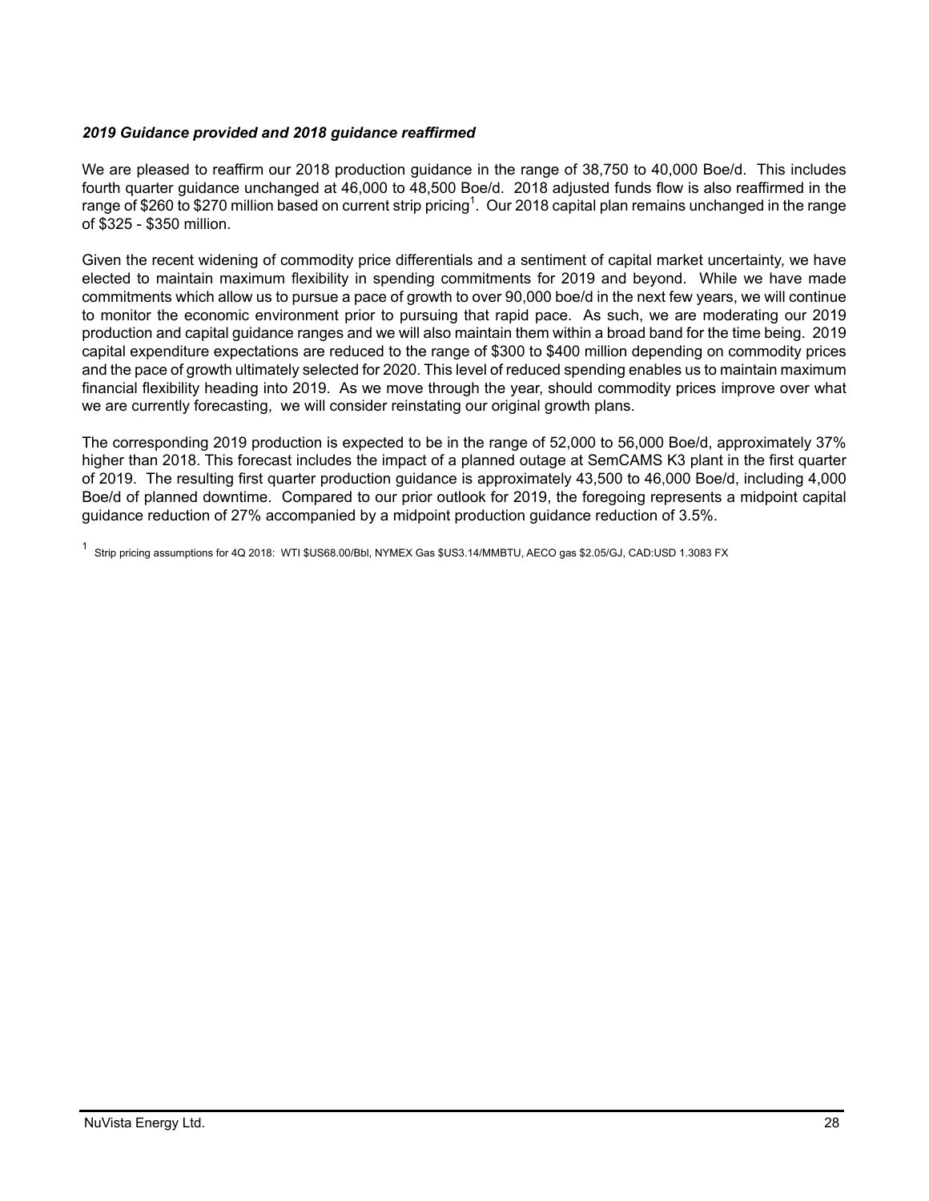***2019 Guidance provided and 2018 guidance reaffirmed***

We are pleased to reaffirm our 2018 production guidance in the range of 38,750 to 40,000 Boe/d. This includes fourth quarter guidance unchanged at 46,000 to 48,500 Boe/d. 2018 adjusted funds flow is also reaffirmed in the range of $260 to $270 million based on current strip pricing[1]. Our 2018 capital plan remains unchanged in the range of $325 - $350 million.

Given the recent widening of commodity price differentials and a sentiment of capital market uncertainty, we have elected to maintain maximum flexibility in spending commitments for 2019 and beyond. While we have made commitments which allow us to pursue a pace of growth to over 90,000 boe/d in the next few years, we will continue to monitor the economic environment prior to pursuing that rapid pace. As such, we are moderating our 2019 production and capital guidance ranges and we will also maintain them within a broad band for the time being. 2019 capital expenditure expectations are reduced to the range of $300 to $400 million depending on commodity prices and the pace of growth ultimately selected for 2020. This level of reduced spending enables us to maintain maximum financial flexibility heading into 2019. As we move through the year, should commodity prices improve over what we are currently forecasting, we will consider reinstating our original growth plans.

The corresponding 2019 production is expected to be in the range of 52,000 to 56,000 Boe/d, approximately 37% higher than 2018. This forecast includes the impact of a planned outage at SemCAMS K3 plant in the first quarter of 2019. The resulting first quarter production guidance is approximately 43,500 to 46,000 Boe/d, including 4,000 Boe/d of planned downtime. Compared to our prior outlook for 2019, the foregoing represents a midpoint capital guidance reduction of 27% accompanied by a midpoint production guidance reduction of 3.5%.

[1] Strip pricing assumptions for 4Q 2018: WTI $US68.00/Bbl, NYMEX Gas $US3.14/MMBTU, AECO gas $2.05/GJ, CAD:USD 1.3083 FX